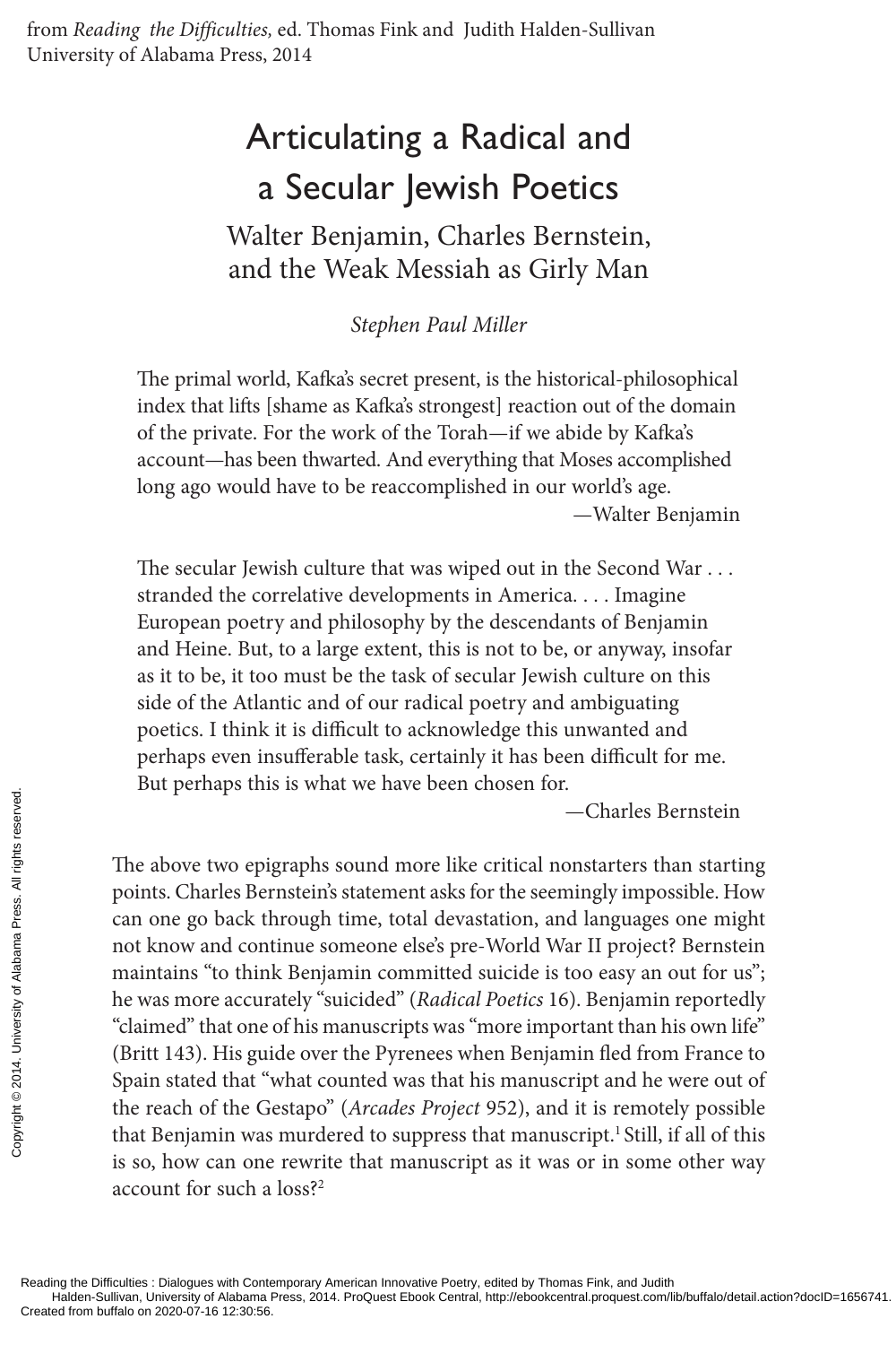from *Reading the Difficulties,* ed. Thomas Fink and Judith Halden-Sullivan
University of Alabama Press, 2014

# Articulating a Radical and a Secular Jewish Poetics

## Walter Benjamin, Charles Bernstein, and the Weak Messiah as Girly Man

*Stephen Paul Miller*

> The primal world, Kafka's secret present, is the historical-philosophical index that lifts [shame as Kafka's strongest] reaction out of the domain of the private. For the work of the Torah—if we abide by Kafka's account—has been thwarted. And everything that Moses accomplished long ago would have to be reaccomplished in our world's age.
>
> —Walter Benjamin

> The secular Jewish culture that was wiped out in the Second War . . . stranded the correlative developments in America. . . . Imagine European poetry and philosophy by the descendants of Benjamin and Heine. But, to a large extent, this is not to be, or anyway, insofar as it to be, it too must be the task of secular Jewish culture on this side of the Atlantic and of our radical poetry and ambiguating poetics. I think it is difficult to acknowledge this unwanted and perhaps even insufferable task, certainly it has been difficult for me. But perhaps this is what we have been chosen for.
>
> —Charles Bernstein

The above two epigraphs sound more like critical nonstarters than starting points. Charles Bernstein's statement asks for the seemingly impossible. How can one go back through time, total devastation, and languages one might not know and continue someone else's pre-World War II project? Bernstein maintains "to think Benjamin committed suicide is too easy an out for us"; he was more accurately "suicided" (*Radical Poetics* 16). Benjamin reportedly "claimed" that one of his manuscripts was "more important than his own life" (Britt 143). His guide over the Pyrenees when Benjamin fled from France to Spain stated that "what counted was that his manuscript and he were out of the reach of the Gestapo" (*Arcades Project* 952), and it is remotely possible that Benjamin was murdered to suppress that manuscript.[1] Still, if all of this is so, how can one rewrite that manuscript as it was or in some other way account for such a loss?[2]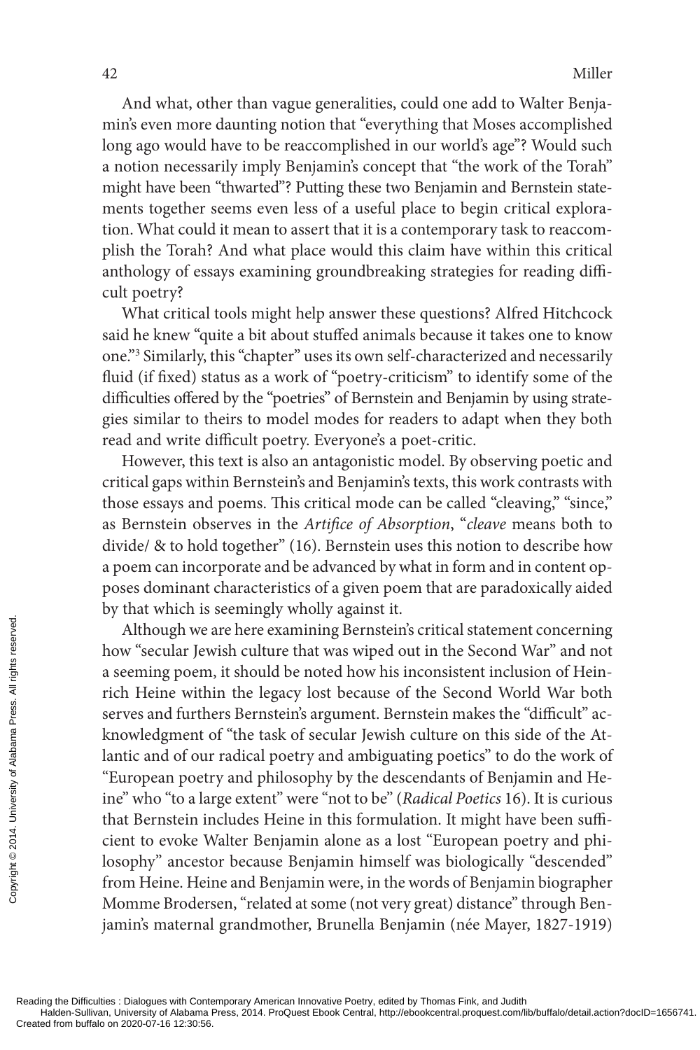And what, other than vague generalities, could one add to Walter Benjamin's even more daunting notion that "everything that Moses accomplished long ago would have to be reaccomplished in our world's age"? Would such a notion necessarily imply Benjamin's concept that "the work of the Torah" might have been "thwarted"? Putting these two Benjamin and Bernstein statements together seems even less of a useful place to begin critical exploration. What could it mean to assert that it is a contemporary task to reaccomplish the Torah? And what place would this claim have within this critical anthology of essays examining groundbreaking strategies for reading difficult poetry?

What critical tools might help answer these questions? Alfred Hitchcock said he knew "quite a bit about stuffed animals because it takes one to know one."[3] Similarly, this "chapter" uses its own self-characterized and necessarily fluid (if fixed) status as a work of "poetry-criticism" to identify some of the difficulties offered by the "poetries" of Bernstein and Benjamin by using strategies similar to theirs to model modes for readers to adapt when they both read and write difficult poetry. Everyone's a poet-critic.

However, this text is also an antagonistic model. By observing poetic and critical gaps within Bernstein's and Benjamin's texts, this work contrasts with those essays and poems. This critical mode can be called "cleaving," "since," as Bernstein observes in the *Artifice of Absorption*, "*cleave* means both to divide/ & to hold together" (16). Bernstein uses this notion to describe how a poem can incorporate and be advanced by what in form and in content opposes dominant characteristics of a given poem that are paradoxically aided by that which is seemingly wholly against it.

Although we are here examining Bernstein's critical statement concerning how "secular Jewish culture that was wiped out in the Second War" and not a seeming poem, it should be noted how his inconsistent inclusion of Heinrich Heine within the legacy lost because of the Second World War both serves and furthers Bernstein's argument. Bernstein makes the "difficult" acknowledgment of "the task of secular Jewish culture on this side of the Atlantic and of our radical poetry and ambiguating poetics" to do the work of "European poetry and philosophy by the descendants of Benjamin and Heine" who "to a large extent" were "not to be" (*Radical Poetics* 16). It is curious that Bernstein includes Heine in this formulation. It might have been sufficient to evoke Walter Benjamin alone as a lost "European poetry and philosophy" ancestor because Benjamin himself was biologically "descended" from Heine. Heine and Benjamin were, in the words of Benjamin biographer Momme Brodersen, "related at some (not very great) distance" through Benjamin's maternal grandmother, Brunella Benjamin (née Mayer, 1827-1919)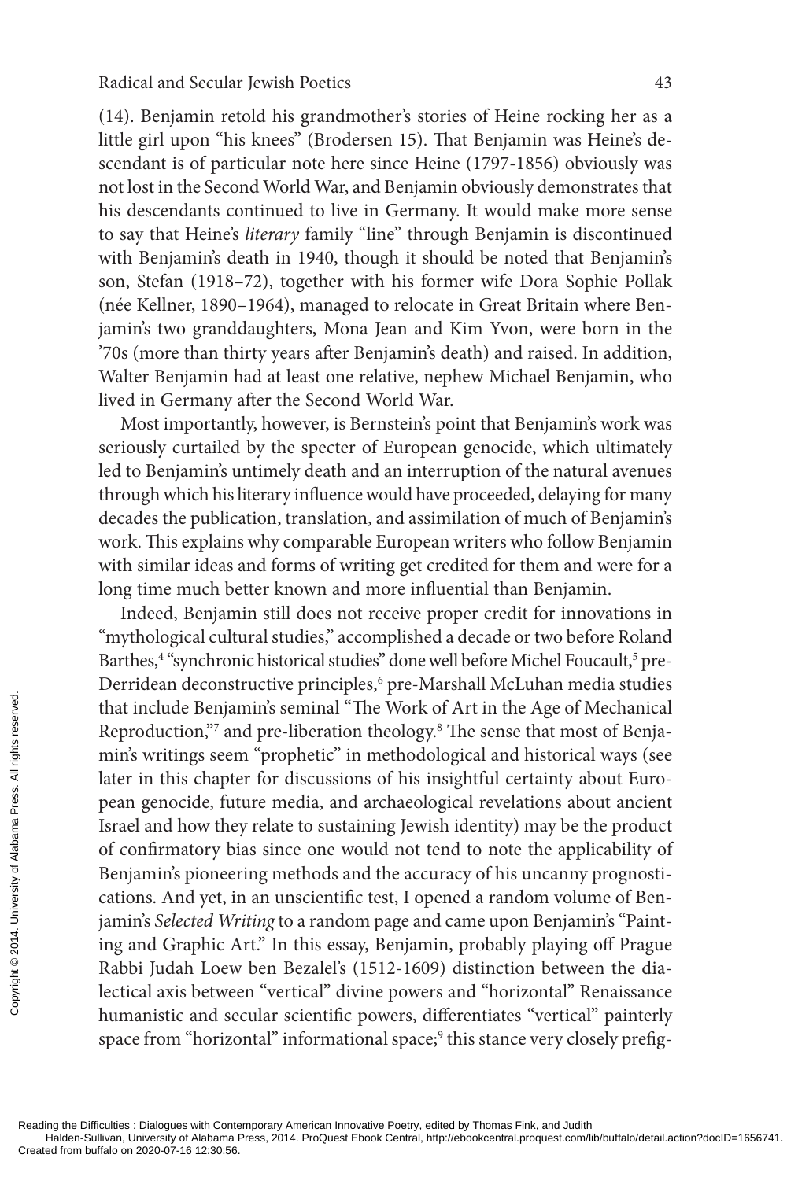(14). Benjamin retold his grandmother's stories of Heine rocking her as a little girl upon "his knees" (Brodersen 15). That Benjamin was Heine's descendant is of particular note here since Heine (1797-1856) obviously was not lost in the Second World War, and Benjamin obviously demonstrates that his descendants continued to live in Germany. It would make more sense to say that Heine's *literary* family "line" through Benjamin is discontinued with Benjamin's death in 1940, though it should be noted that Benjamin's son, Stefan (1918–72), together with his former wife Dora Sophie Pollak (née Kellner, 1890–1964), managed to relocate in Great Britain where Benjamin's two granddaughters, Mona Jean and Kim Yvon, were born in the '70s (more than thirty years after Benjamin's death) and raised. In addition, Walter Benjamin had at least one relative, nephew Michael Benjamin, who lived in Germany after the Second World War.

Most importantly, however, is Bernstein's point that Benjamin's work was seriously curtailed by the specter of European genocide, which ultimately led to Benjamin's untimely death and an interruption of the natural avenues through which his literary influence would have proceeded, delaying for many decades the publication, translation, and assimilation of much of Benjamin's work. This explains why comparable European writers who follow Benjamin with similar ideas and forms of writing get credited for them and were for a long time much better known and more influential than Benjamin.

Indeed, Benjamin still does not receive proper credit for innovations in "mythological cultural studies," accomplished a decade or two before Roland Barthes,[4] "synchronic historical studies" done well before Michel Foucault,[5] pre-Derridean deconstructive principles,[6] pre-Marshall McLuhan media studies that include Benjamin's seminal "The Work of Art in the Age of Mechanical Reproduction,"[7] and pre-liberation theology.[8] The sense that most of Benjamin's writings seem "prophetic" in methodological and historical ways (see later in this chapter for discussions of his insightful certainty about European genocide, future media, and archaeological revelations about ancient Israel and how they relate to sustaining Jewish identity) may be the product of confirmatory bias since one would not tend to note the applicability of Benjamin's pioneering methods and the accuracy of his uncanny prognostications. And yet, in an unscientific test, I opened a random volume of Benjamin's *Selected Writing* to a random page and came upon Benjamin's "Painting and Graphic Art." In this essay, Benjamin, probably playing off Prague Rabbi Judah Loew ben Bezalel's (1512-1609) distinction between the dialectical axis between "vertical" divine powers and "horizontal" Renaissance humanistic and secular scientific powers, differentiates "vertical" painterly space from "horizontal" informational space;[9] this stance very closely prefig-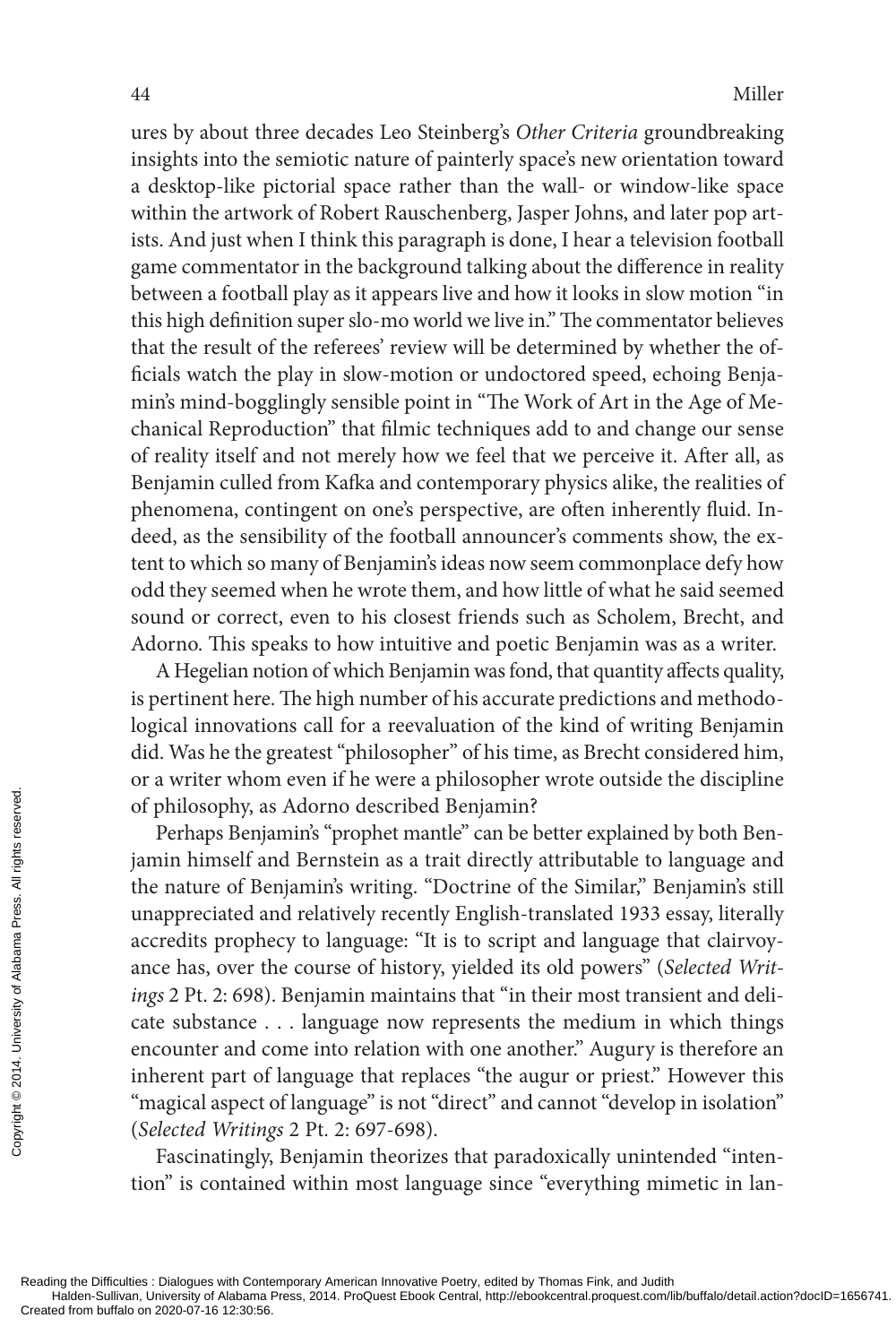ures by about three decades Leo Steinberg's *Other Criteria* groundbreaking insights into the semiotic nature of painterly space's new orientation toward a desktop-like pictorial space rather than the wall- or window-like space within the artwork of Robert Rauschenberg, Jasper Johns, and later pop artists. And just when I think this paragraph is done, I hear a television football game commentator in the background talking about the difference in reality between a football play as it appears live and how it looks in slow motion "in this high definition super slo-mo world we live in." The commentator believes that the result of the referees' review will be determined by whether the officials watch the play in slow-motion or undoctored speed, echoing Benjamin's mind-bogglingly sensible point in "The Work of Art in the Age of Mechanical Reproduction" that filmic techniques add to and change our sense of reality itself and not merely how we feel that we perceive it. After all, as Benjamin culled from Kafka and contemporary physics alike, the realities of phenomena, contingent on one's perspective, are often inherently fluid. Indeed, as the sensibility of the football announcer's comments show, the extent to which so many of Benjamin's ideas now seem commonplace defy how odd they seemed when he wrote them, and how little of what he said seemed sound or correct, even to his closest friends such as Scholem, Brecht, and Adorno. This speaks to how intuitive and poetic Benjamin was as a writer.

A Hegelian notion of which Benjamin was fond, that quantity affects quality, is pertinent here. The high number of his accurate predictions and methodological innovations call for a reevaluation of the kind of writing Benjamin did. Was he the greatest "philosopher" of his time, as Brecht considered him, or a writer whom even if he were a philosopher wrote outside the discipline of philosophy, as Adorno described Benjamin?

Perhaps Benjamin's "prophet mantle" can be better explained by both Benjamin himself and Bernstein as a trait directly attributable to language and the nature of Benjamin's writing. "Doctrine of the Similar," Benjamin's still unappreciated and relatively recently English-translated 1933 essay, literally accredits prophecy to language: "It is to script and language that clairvoyance has, over the course of history, yielded its old powers" (*Selected Writings* 2 Pt. 2: 698). Benjamin maintains that "in their most transient and delicate substance . . . language now represents the medium in which things encounter and come into relation with one another." Augury is therefore an inherent part of language that replaces "the augur or priest." However this "magical aspect of language" is not "direct" and cannot "develop in isolation" (*Selected Writings* 2 Pt. 2: 697-698).

Fascinatingly, Benjamin theorizes that paradoxically unintended "intention" is contained within most language since "everything mimetic in lan-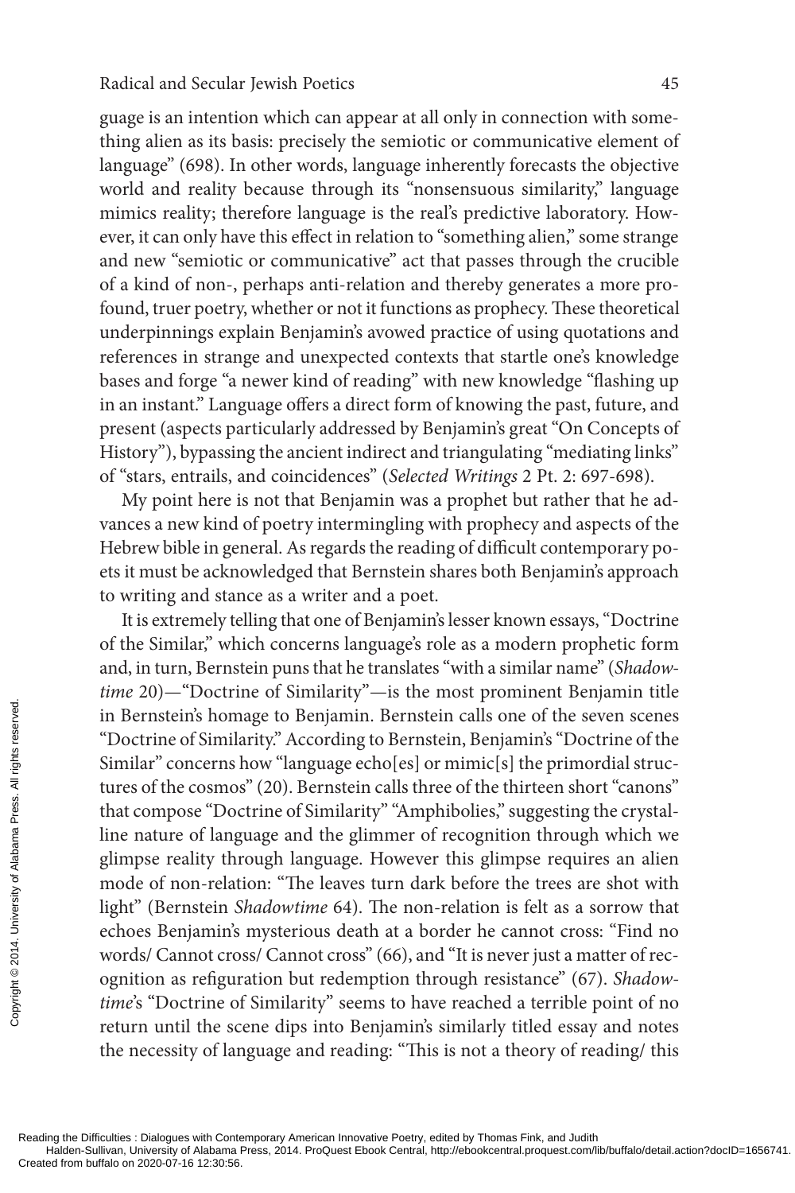guage is an intention which can appear at all only in connection with something alien as its basis: precisely the semiotic or communicative element of language" (698). In other words, language inherently forecasts the objective world and reality because through its "nonsensuous similarity," language mimics reality; therefore language is the real's predictive laboratory. However, it can only have this effect in relation to "something alien," some strange and new "semiotic or communicative" act that passes through the crucible of a kind of non-, perhaps anti-relation and thereby generates a more profound, truer poetry, whether or not it functions as prophecy. These theoretical underpinnings explain Benjamin's avowed practice of using quotations and references in strange and unexpected contexts that startle one's knowledge bases and forge "a newer kind of reading" with new knowledge "flashing up in an instant." Language offers a direct form of knowing the past, future, and present (aspects particularly addressed by Benjamin's great "On Concepts of History"), bypassing the ancient indirect and triangulating "mediating links" of "stars, entrails, and coincidences" (*Selected Writings* 2 Pt. 2: 697-698).

My point here is not that Benjamin was a prophet but rather that he advances a new kind of poetry intermingling with prophecy and aspects of the Hebrew bible in general. As regards the reading of difficult contemporary poets it must be acknowledged that Bernstein shares both Benjamin's approach to writing and stance as a writer and a poet.

It is extremely telling that one of Benjamin's lesser known essays, "Doctrine of the Similar," which concerns language's role as a modern prophetic form and, in turn, Bernstein puns that he translates "with a similar name" (*Shadowtime* 20)—"Doctrine of Similarity"—is the most prominent Benjamin title in Bernstein's homage to Benjamin. Bernstein calls one of the seven scenes "Doctrine of Similarity." According to Bernstein, Benjamin's "Doctrine of the Similar" concerns how "language echo[es] or mimic[s] the primordial structures of the cosmos" (20). Bernstein calls three of the thirteen short "canons" that compose "Doctrine of Similarity" "Amphibolies," suggesting the crystalline nature of language and the glimmer of recognition through which we glimpse reality through language. However this glimpse requires an alien mode of non-relation: "The leaves turn dark before the trees are shot with light" (Bernstein *Shadowtime* 64). The non-relation is felt as a sorrow that echoes Benjamin's mysterious death at a border he cannot cross: "Find no words/ Cannot cross/ Cannot cross" (66), and "It is never just a matter of recognition as refiguration but redemption through resistance" (67). *Shadowtime*'s "Doctrine of Similarity" seems to have reached a terrible point of no return until the scene dips into Benjamin's similarly titled essay and notes the necessity of language and reading: "This is not a theory of reading/ this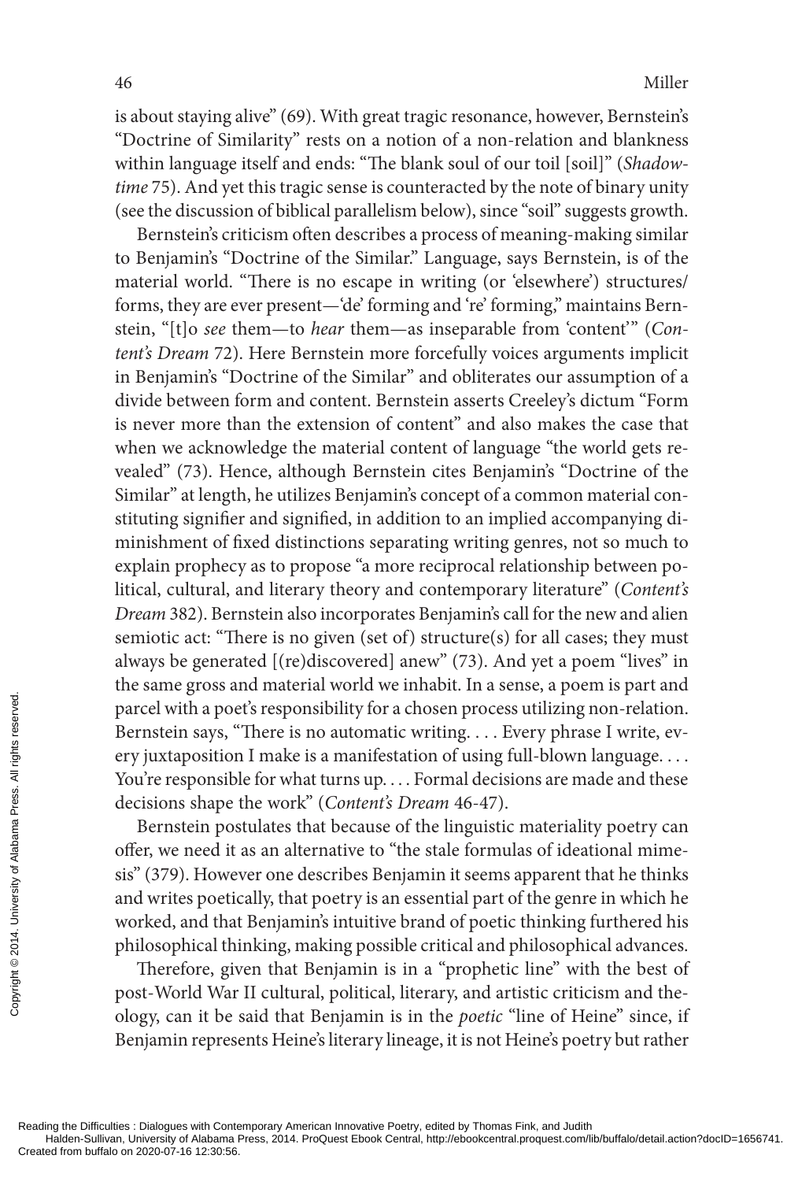is about staying alive" (69). With great tragic resonance, however, Bernstein's "Doctrine of Similarity" rests on a notion of a non-relation and blankness within language itself and ends: "The blank soul of our toil [soil]" (*Shadowtime* 75). And yet this tragic sense is counteracted by the note of binary unity (see the discussion of biblical parallelism below), since "soil" suggests growth.

Bernstein's criticism often describes a process of meaning-making similar to Benjamin's "Doctrine of the Similar." Language, says Bernstein, is of the material world. "There is no escape in writing (or 'elsewhere') structures/forms, they are ever present—'de' forming and 're' forming," maintains Bernstein, "[t]o *see* them—to *hear* them—as inseparable from 'content'" (*Content's Dream* 72). Here Bernstein more forcefully voices arguments implicit in Benjamin's "Doctrine of the Similar" and obliterates our assumption of a divide between form and content. Bernstein asserts Creeley's dictum "Form is never more than the extension of content" and also makes the case that when we acknowledge the material content of language "the world gets revealed" (73). Hence, although Bernstein cites Benjamin's "Doctrine of the Similar" at length, he utilizes Benjamin's concept of a common material constituting signifier and signified, in addition to an implied accompanying diminishment of fixed distinctions separating writing genres, not so much to explain prophecy as to propose "a more reciprocal relationship between political, cultural, and literary theory and contemporary literature" (*Content's Dream* 382). Bernstein also incorporates Benjamin's call for the new and alien semiotic act: "There is no given (set of) structure(s) for all cases; they must always be generated [(re)discovered] anew" (73). And yet a poem "lives" in the same gross and material world we inhabit. In a sense, a poem is part and parcel with a poet's responsibility for a chosen process utilizing non-relation. Bernstein says, "There is no automatic writing. . . . Every phrase I write, every juxtaposition I make is a manifestation of using full-blown language. . . . You're responsible for what turns up. . . . Formal decisions are made and these decisions shape the work" (*Content's Dream* 46-47).

Bernstein postulates that because of the linguistic materiality poetry can offer, we need it as an alternative to "the stale formulas of ideational mimesis" (379). However one describes Benjamin it seems apparent that he thinks and writes poetically, that poetry is an essential part of the genre in which he worked, and that Benjamin's intuitive brand of poetic thinking furthered his philosophical thinking, making possible critical and philosophical advances.

Therefore, given that Benjamin is in a "prophetic line" with the best of post-World War II cultural, political, literary, and artistic criticism and theology, can it be said that Benjamin is in the *poetic* "line of Heine" since, if Benjamin represents Heine's literary lineage, it is not Heine's poetry but rather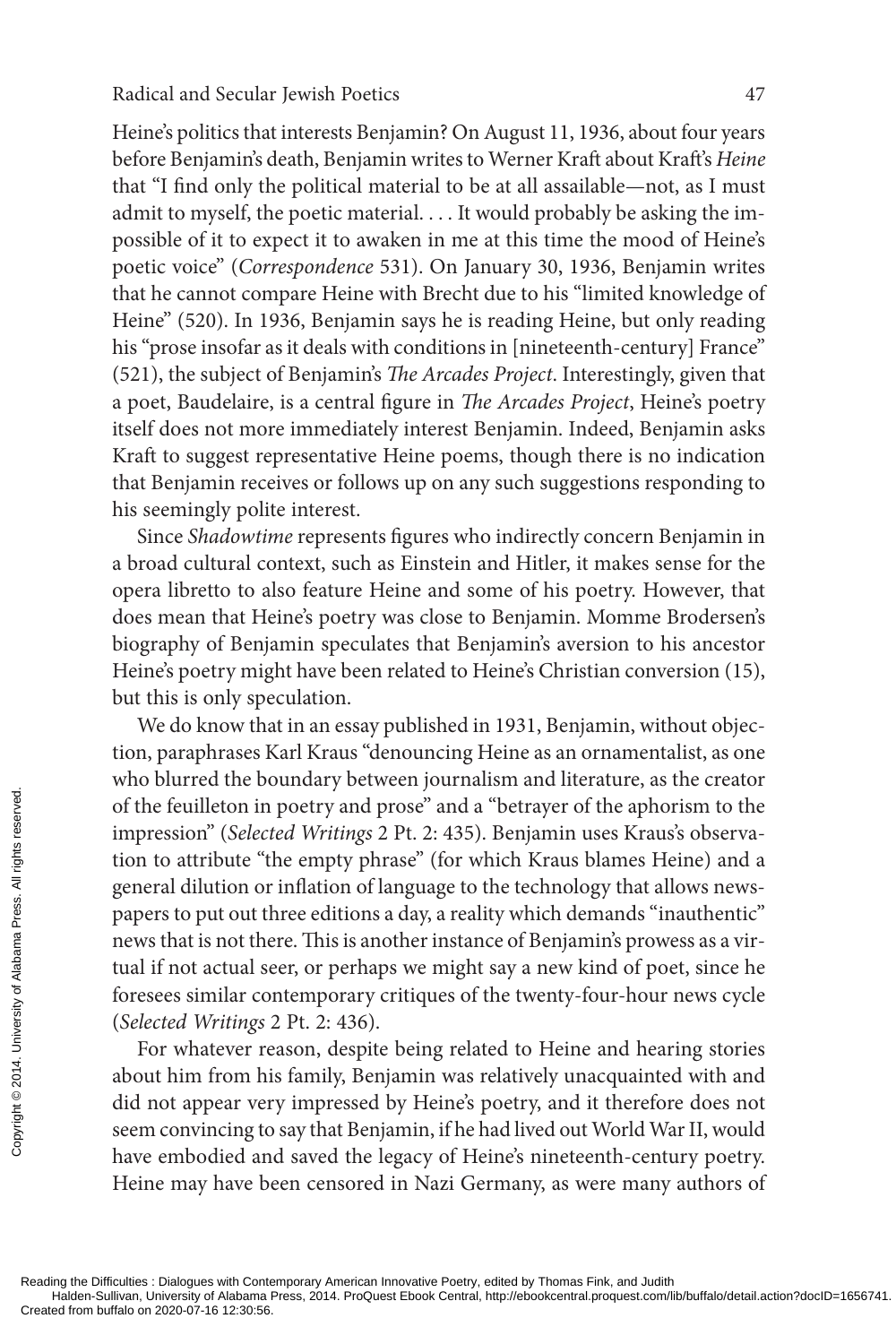Heine's politics that interests Benjamin? On August 11, 1936, about four years before Benjamin's death, Benjamin writes to Werner Kraft about Kraft's *Heine* that "I find only the political material to be at all assailable—not, as I must admit to myself, the poetic material. . . . It would probably be asking the impossible of it to expect it to awaken in me at this time the mood of Heine's poetic voice" (*Correspondence* 531). On January 30, 1936, Benjamin writes that he cannot compare Heine with Brecht due to his "limited knowledge of Heine" (520). In 1936, Benjamin says he is reading Heine, but only reading his "prose insofar as it deals with conditions in [nineteenth-century] France" (521), the subject of Benjamin's *The Arcades Project*. Interestingly, given that a poet, Baudelaire, is a central figure in *The Arcades Project*, Heine's poetry itself does not more immediately interest Benjamin. Indeed, Benjamin asks Kraft to suggest representative Heine poems, though there is no indication that Benjamin receives or follows up on any such suggestions responding to his seemingly polite interest.

Since *Shadowtime* represents figures who indirectly concern Benjamin in a broad cultural context, such as Einstein and Hitler, it makes sense for the opera libretto to also feature Heine and some of his poetry. However, that does mean that Heine's poetry was close to Benjamin. Momme Brodersen's biography of Benjamin speculates that Benjamin's aversion to his ancestor Heine's poetry might have been related to Heine's Christian conversion (15), but this is only speculation.

We do know that in an essay published in 1931, Benjamin, without objection, paraphrases Karl Kraus "denouncing Heine as an ornamentalist, as one who blurred the boundary between journalism and literature, as the creator of the feuilleton in poetry and prose" and a "betrayer of the aphorism to the impression" (*Selected Writings* 2 Pt. 2: 435). Benjamin uses Kraus's observation to attribute "the empty phrase" (for which Kraus blames Heine) and a general dilution or inflation of language to the technology that allows newspapers to put out three editions a day, a reality which demands "inauthentic" news that is not there. This is another instance of Benjamin's prowess as a virtual if not actual seer, or perhaps we might say a new kind of poet, since he foresees similar contemporary critiques of the twenty-four-hour news cycle (*Selected Writings* 2 Pt. 2: 436).

For whatever reason, despite being related to Heine and hearing stories about him from his family, Benjamin was relatively unacquainted with and did not appear very impressed by Heine's poetry, and it therefore does not seem convincing to say that Benjamin, if he had lived out World War II, would have embodied and saved the legacy of Heine's nineteenth-century poetry. Heine may have been censored in Nazi Germany, as were many authors of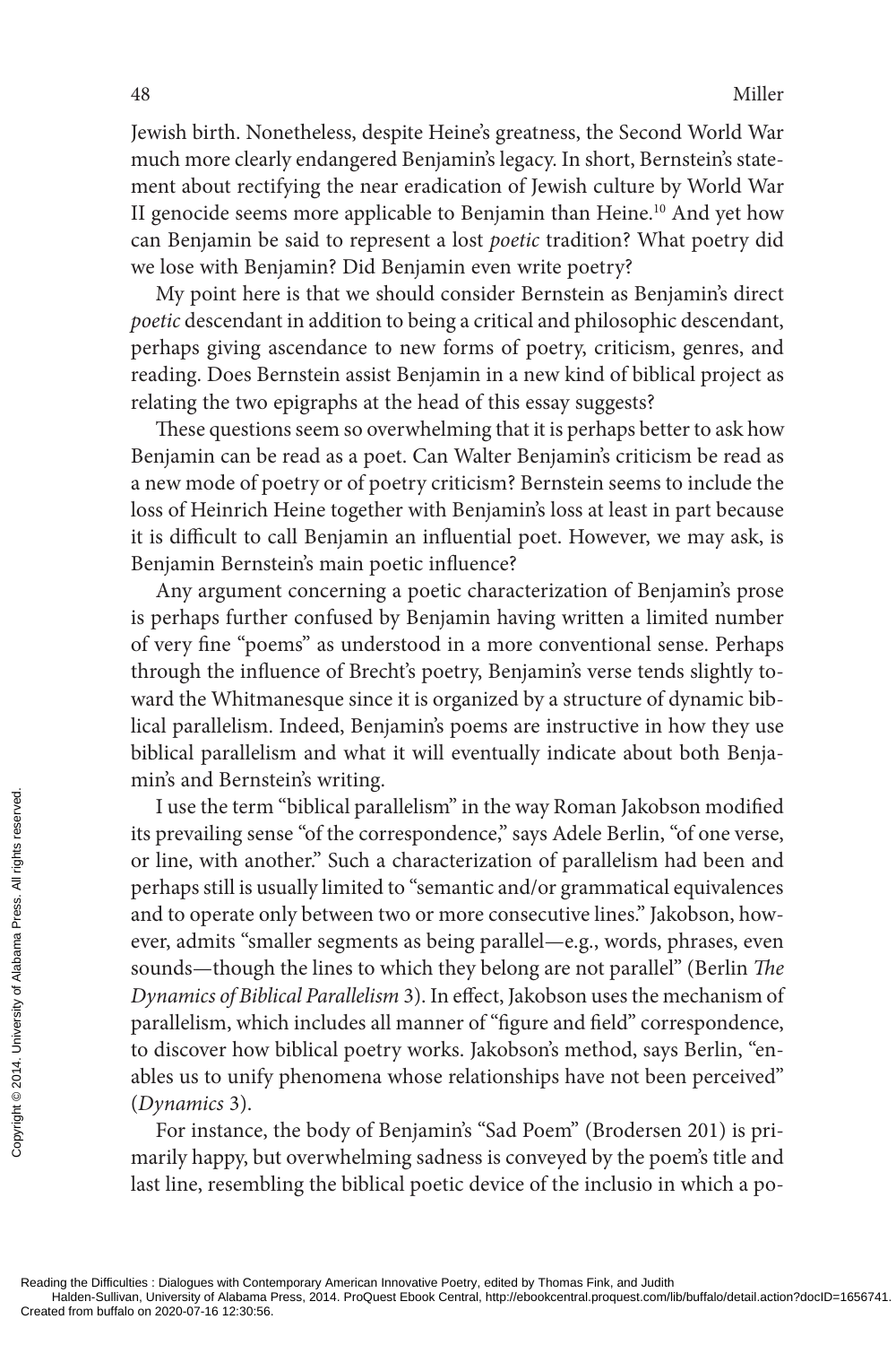Jewish birth. Nonetheless, despite Heine's greatness, the Second World War much more clearly endangered Benjamin's legacy. In short, Bernstein's statement about rectifying the near eradication of Jewish culture by World War II genocide seems more applicable to Benjamin than Heine.[10] And yet how can Benjamin be said to represent a lost *poetic* tradition? What poetry did we lose with Benjamin? Did Benjamin even write poetry?

My point here is that we should consider Bernstein as Benjamin's direct *poetic* descendant in addition to being a critical and philosophic descendant, perhaps giving ascendance to new forms of poetry, criticism, genres, and reading. Does Bernstein assist Benjamin in a new kind of biblical project as relating the two epigraphs at the head of this essay suggests?

These questions seem so overwhelming that it is perhaps better to ask how Benjamin can be read as a poet. Can Walter Benjamin's criticism be read as a new mode of poetry or of poetry criticism? Bernstein seems to include the loss of Heinrich Heine together with Benjamin's loss at least in part because it is difficult to call Benjamin an influential poet. However, we may ask, is Benjamin Bernstein's main poetic influence?

Any argument concerning a poetic characterization of Benjamin's prose is perhaps further confused by Benjamin having written a limited number of very fine "poems" as understood in a more conventional sense. Perhaps through the influence of Brecht's poetry, Benjamin's verse tends slightly toward the Whitmanesque since it is organized by a structure of dynamic biblical parallelism. Indeed, Benjamin's poems are instructive in how they use biblical parallelism and what it will eventually indicate about both Benjamin's and Bernstein's writing.

I use the term "biblical parallelism" in the way Roman Jakobson modified its prevailing sense "of the correspondence," says Adele Berlin, "of one verse, or line, with another." Such a characterization of parallelism had been and perhaps still is usually limited to "semantic and/or grammatical equivalences and to operate only between two or more consecutive lines." Jakobson, however, admits "smaller segments as being parallel—e.g., words, phrases, even sounds—though the lines to which they belong are not parallel" (Berlin *The Dynamics of Biblical Parallelism* 3). In effect, Jakobson uses the mechanism of parallelism, which includes all manner of "figure and field" correspondence, to discover how biblical poetry works. Jakobson's method, says Berlin, "enables us to unify phenomena whose relationships have not been perceived" (*Dynamics* 3).

For instance, the body of Benjamin's "Sad Poem" (Brodersen 201) is primarily happy, but overwhelming sadness is conveyed by the poem's title and last line, resembling the biblical poetic device of the inclusio in which a po-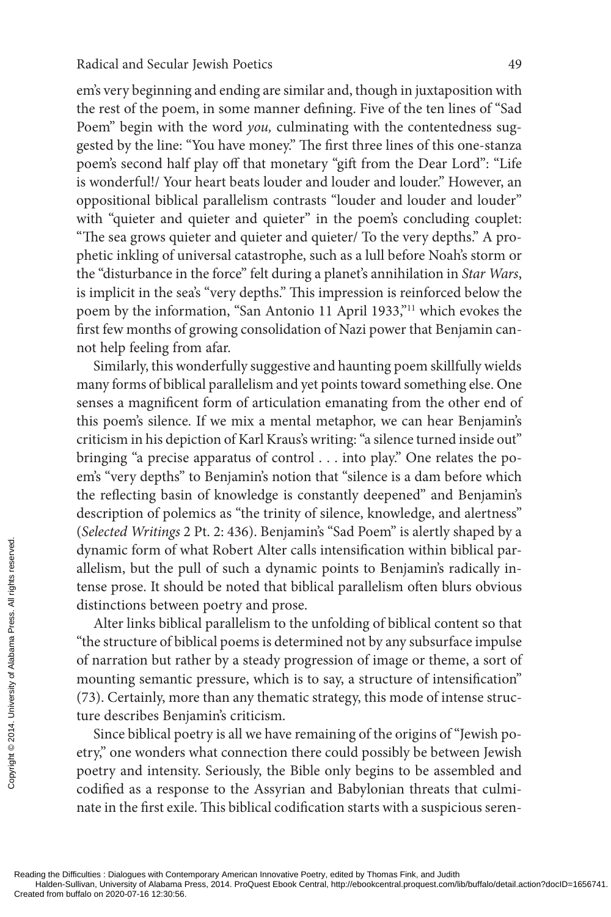em's very beginning and ending are similar and, though in juxtaposition with the rest of the poem, in some manner defining. Five of the ten lines of "Sad Poem" begin with the word *you,* culminating with the contentedness suggested by the line: "You have money." The first three lines of this one-stanza poem's second half play off that monetary "gift from the Dear Lord": "Life is wonderful!/ Your heart beats louder and louder and louder." However, an oppositional biblical parallelism contrasts "louder and louder and louder" with "quieter and quieter and quieter" in the poem's concluding couplet: "The sea grows quieter and quieter and quieter/ To the very depths." A prophetic inkling of universal catastrophe, such as a lull before Noah's storm or the "disturbance in the force" felt during a planet's annihilation in *Star Wars*, is implicit in the sea's "very depths." This impression is reinforced below the poem by the information, "San Antonio 11 April 1933,"[11] which evokes the first few months of growing consolidation of Nazi power that Benjamin cannot help feeling from afar.

Similarly, this wonderfully suggestive and haunting poem skillfully wields many forms of biblical parallelism and yet points toward something else. One senses a magnificent form of articulation emanating from the other end of this poem's silence. If we mix a mental metaphor, we can hear Benjamin's criticism in his depiction of Karl Kraus's writing: "a silence turned inside out" bringing "a precise apparatus of control . . . into play." One relates the poem's "very depths" to Benjamin's notion that "silence is a dam before which the reflecting basin of knowledge is constantly deepened" and Benjamin's description of polemics as "the trinity of silence, knowledge, and alertness" (*Selected Writings* 2 Pt. 2: 436). Benjamin's "Sad Poem" is alertly shaped by a dynamic form of what Robert Alter calls intensification within biblical parallelism, but the pull of such a dynamic points to Benjamin's radically intense prose. It should be noted that biblical parallelism often blurs obvious distinctions between poetry and prose.

Alter links biblical parallelism to the unfolding of biblical content so that "the structure of biblical poems is determined not by any subsurface impulse of narration but rather by a steady progression of image or theme, a sort of mounting semantic pressure, which is to say, a structure of intensification" (73). Certainly, more than any thematic strategy, this mode of intense structure describes Benjamin's criticism.

Since biblical poetry is all we have remaining of the origins of "Jewish poetry," one wonders what connection there could possibly be between Jewish poetry and intensity. Seriously, the Bible only begins to be assembled and codified as a response to the Assyrian and Babylonian threats that culminate in the first exile. This biblical codification starts with a suspicious seren-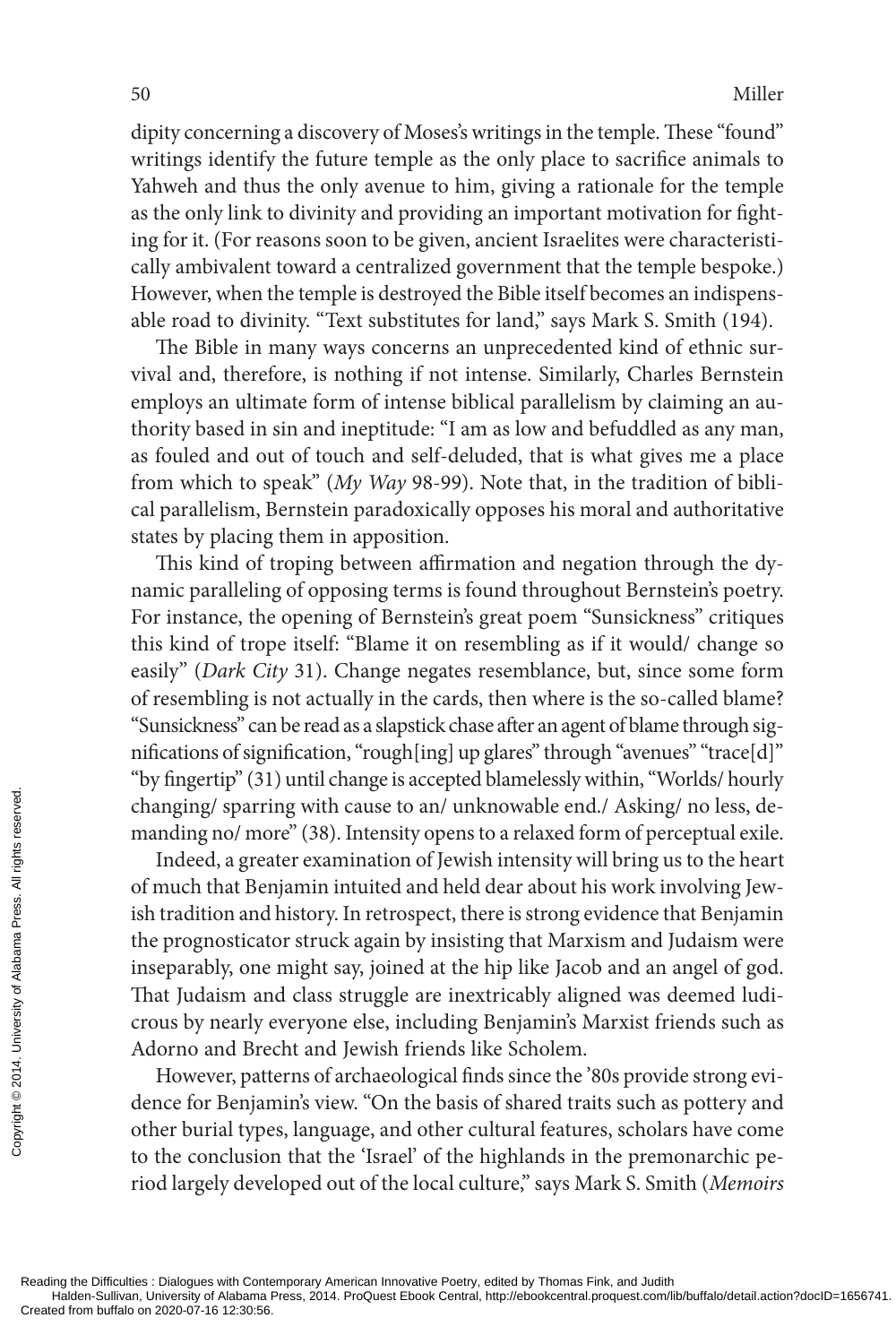dipity concerning a discovery of Moses's writings in the temple. These "found" writings identify the future temple as the only place to sacrifice animals to Yahweh and thus the only avenue to him, giving a rationale for the temple as the only link to divinity and providing an important motivation for fighting for it. (For reasons soon to be given, ancient Israelites were characteristically ambivalent toward a centralized government that the temple bespoke.) However, when the temple is destroyed the Bible itself becomes an indispensable road to divinity. "Text substitutes for land," says Mark S. Smith (194).

The Bible in many ways concerns an unprecedented kind of ethnic survival and, therefore, is nothing if not intense. Similarly, Charles Bernstein employs an ultimate form of intense biblical parallelism by claiming an authority based in sin and ineptitude: "I am as low and befuddled as any man, as fouled and out of touch and self-deluded, that is what gives me a place from which to speak" (*My Way* 98-99). Note that, in the tradition of biblical parallelism, Bernstein paradoxically opposes his moral and authoritative states by placing them in apposition.

This kind of troping between affirmation and negation through the dynamic paralleling of opposing terms is found throughout Bernstein's poetry. For instance, the opening of Bernstein's great poem "Sunsickness" critiques this kind of trope itself: "Blame it on resembling as if it would/ change so easily" (*Dark City* 31). Change negates resemblance, but, since some form of resembling is not actually in the cards, then where is the so-called blame? "Sunsickness" can be read as a slapstick chase after an agent of blame through significations of signification, "rough[ing] up glares" through "avenues" "trace[d]" "by fingertip" (31) until change is accepted blamelessly within, "Worlds/ hourly changing/ sparring with cause to an/ unknowable end./ Asking/ no less, demanding no/ more" (38). Intensity opens to a relaxed form of perceptual exile.

Indeed, a greater examination of Jewish intensity will bring us to the heart of much that Benjamin intuited and held dear about his work involving Jewish tradition and history. In retrospect, there is strong evidence that Benjamin the prognosticator struck again by insisting that Marxism and Judaism were inseparably, one might say, joined at the hip like Jacob and an angel of god. That Judaism and class struggle are inextricably aligned was deemed ludicrous by nearly everyone else, including Benjamin's Marxist friends such as Adorno and Brecht and Jewish friends like Scholem.

However, patterns of archaeological finds since the '80s provide strong evidence for Benjamin's view. "On the basis of shared traits such as pottery and other burial types, language, and other cultural features, scholars have come to the conclusion that the 'Israel' of the highlands in the premonarchic period largely developed out of the local culture," says Mark S. Smith (*Memoirs*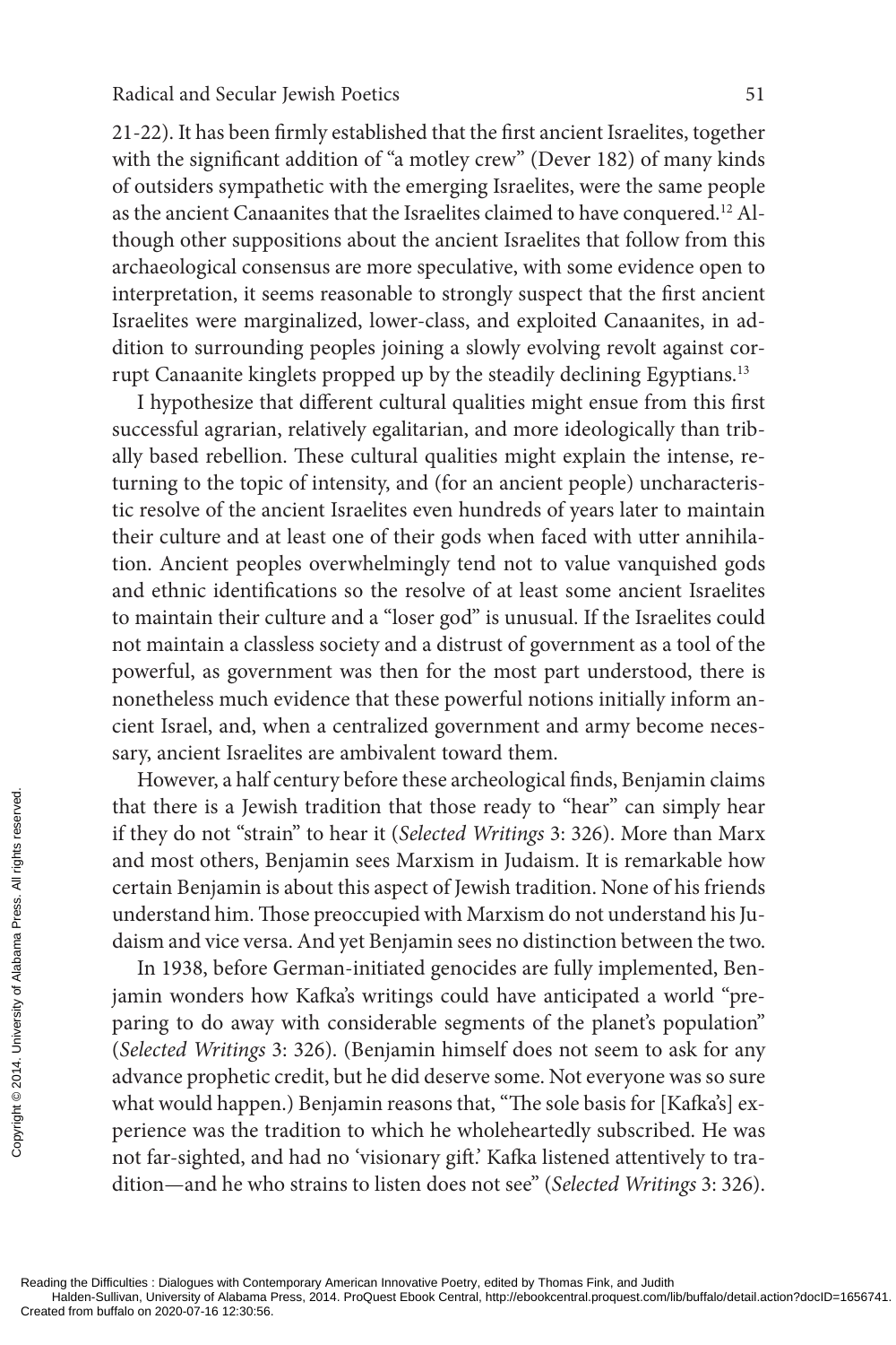21-22). It has been firmly established that the first ancient Israelites, together with the significant addition of "a motley crew" (Dever 182) of many kinds of outsiders sympathetic with the emerging Israelites, were the same people as the ancient Canaanites that the Israelites claimed to have conquered.[12] Although other suppositions about the ancient Israelites that follow from this archaeological consensus are more speculative, with some evidence open to interpretation, it seems reasonable to strongly suspect that the first ancient Israelites were marginalized, lower-class, and exploited Canaanites, in addition to surrounding peoples joining a slowly evolving revolt against corrupt Canaanite kinglets propped up by the steadily declining Egyptians.[13]

I hypothesize that different cultural qualities might ensue from this first successful agrarian, relatively egalitarian, and more ideologically than tribally based rebellion. These cultural qualities might explain the intense, returning to the topic of intensity, and (for an ancient people) uncharacteristic resolve of the ancient Israelites even hundreds of years later to maintain their culture and at least one of their gods when faced with utter annihilation. Ancient peoples overwhelmingly tend not to value vanquished gods and ethnic identifications so the resolve of at least some ancient Israelites to maintain their culture and a "loser god" is unusual. If the Israelites could not maintain a classless society and a distrust of government as a tool of the powerful, as government was then for the most part understood, there is nonetheless much evidence that these powerful notions initially inform ancient Israel, and, when a centralized government and army become necessary, ancient Israelites are ambivalent toward them.

However, a half century before these archeological finds, Benjamin claims that there is a Jewish tradition that those ready to "hear" can simply hear if they do not "strain" to hear it (*Selected Writings* 3: 326). More than Marx and most others, Benjamin sees Marxism in Judaism. It is remarkable how certain Benjamin is about this aspect of Jewish tradition. None of his friends understand him. Those preoccupied with Marxism do not understand his Judaism and vice versa. And yet Benjamin sees no distinction between the two.

In 1938, before German-initiated genocides are fully implemented, Benjamin wonders how Kafka's writings could have anticipated a world "preparing to do away with considerable segments of the planet's population" (*Selected Writings* 3: 326). (Benjamin himself does not seem to ask for any advance prophetic credit, but he did deserve some. Not everyone was so sure what would happen.) Benjamin reasons that, "The sole basis for [Kafka's] experience was the tradition to which he wholeheartedly subscribed. He was not far-sighted, and had no 'visionary gift.' Kafka listened attentively to tradition—and he who strains to listen does not see" (*Selected Writings* 3: 326).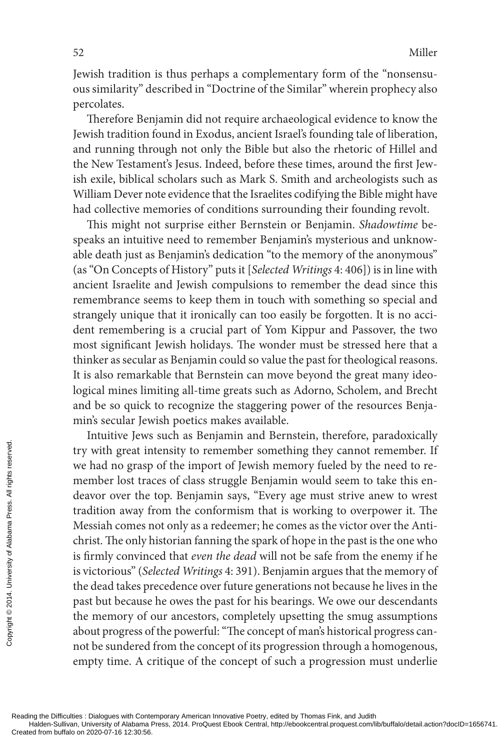Jewish tradition is thus perhaps a complementary form of the "nonsensuous similarity" described in "Doctrine of the Similar" wherein prophecy also percolates.

Therefore Benjamin did not require archaeological evidence to know the Jewish tradition found in Exodus, ancient Israel's founding tale of liberation, and running through not only the Bible but also the rhetoric of Hillel and the New Testament's Jesus. Indeed, before these times, around the first Jewish exile, biblical scholars such as Mark S. Smith and archeologists such as William Dever note evidence that the Israelites codifying the Bible might have had collective memories of conditions surrounding their founding revolt.

This might not surprise either Bernstein or Benjamin. *Shadowtime* bespeaks an intuitive need to remember Benjamin's mysterious and unknowable death just as Benjamin's dedication "to the memory of the anonymous" (as "On Concepts of History" puts it [*Selected Writings* 4: 406]) is in line with ancient Israelite and Jewish compulsions to remember the dead since this remembrance seems to keep them in touch with something so special and strangely unique that it ironically can too easily be forgotten. It is no accident remembering is a crucial part of Yom Kippur and Passover, the two most significant Jewish holidays. The wonder must be stressed here that a thinker as secular as Benjamin could so value the past for theological reasons. It is also remarkable that Bernstein can move beyond the great many ideological mines limiting all-time greats such as Adorno, Scholem, and Brecht and be so quick to recognize the staggering power of the resources Benjamin's secular Jewish poetics makes available.

Intuitive Jews such as Benjamin and Bernstein, therefore, paradoxically try with great intensity to remember something they cannot remember. If we had no grasp of the import of Jewish memory fueled by the need to remember lost traces of class struggle Benjamin would seem to take this endeavor over the top. Benjamin says, "Every age must strive anew to wrest tradition away from the conformism that is working to overpower it. The Messiah comes not only as a redeemer; he comes as the victor over the Antichrist. The only historian fanning the spark of hope in the past is the one who is firmly convinced that *even the dead* will not be safe from the enemy if he is victorious" (*Selected Writings* 4: 391). Benjamin argues that the memory of the dead takes precedence over future generations not because he lives in the past but because he owes the past for his bearings. We owe our descendants the memory of our ancestors, completely upsetting the smug assumptions about progress of the powerful: "The concept of man's historical progress cannot be sundered from the concept of its progression through a homogenous, empty time. A critique of the concept of such a progression must underlie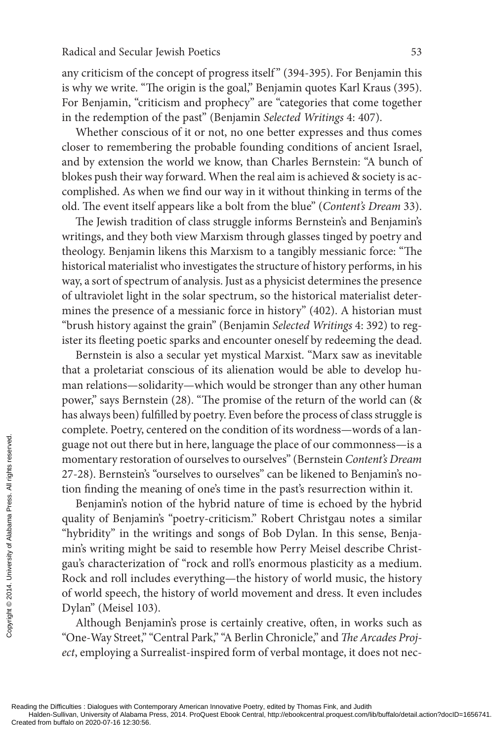any criticism of the concept of progress itself" (394-395). For Benjamin this is why we write. "The origin is the goal," Benjamin quotes Karl Kraus (395). For Benjamin, "criticism and prophecy" are "categories that come together in the redemption of the past" (Benjamin *Selected Writings* 4: 407).

Whether conscious of it or not, no one better expresses and thus comes closer to remembering the probable founding conditions of ancient Israel, and by extension the world we know, than Charles Bernstein: "A bunch of blokes push their way forward. When the real aim is achieved & society is accomplished. As when we find our way in it without thinking in terms of the old. The event itself appears like a bolt from the blue" (*Content's Dream* 33).

The Jewish tradition of class struggle informs Bernstein's and Benjamin's writings, and they both view Marxism through glasses tinged by poetry and theology. Benjamin likens this Marxism to a tangibly messianic force: "The historical materialist who investigates the structure of history performs, in his way, a sort of spectrum of analysis. Just as a physicist determines the presence of ultraviolet light in the solar spectrum, so the historical materialist determines the presence of a messianic force in history" (402). A historian must "brush history against the grain" (Benjamin *Selected Writings* 4: 392) to register its fleeting poetic sparks and encounter oneself by redeeming the dead.

Bernstein is also a secular yet mystical Marxist. "Marx saw as inevitable that a proletariat conscious of its alienation would be able to develop human relations—solidarity—which would be stronger than any other human power," says Bernstein (28). "The promise of the return of the world can (& has always been) fulfilled by poetry. Even before the process of class struggle is complete. Poetry, centered on the condition of its wordness—words of a language not out there but in here, language the place of our commonness—is a momentary restoration of ourselves to ourselves" (Bernstein *Content's Dream* 27-28). Bernstein's "ourselves to ourselves" can be likened to Benjamin's notion finding the meaning of one's time in the past's resurrection within it.

Benjamin's notion of the hybrid nature of time is echoed by the hybrid quality of Benjamin's "poetry-criticism." Robert Christgau notes a similar "hybridity" in the writings and songs of Bob Dylan. In this sense, Benjamin's writing might be said to resemble how Perry Meisel describe Christgau's characterization of "rock and roll's enormous plasticity as a medium. Rock and roll includes everything—the history of world music, the history of world speech, the history of world movement and dress. It even includes Dylan" (Meisel 103).

Although Benjamin's prose is certainly creative, often, in works such as "One-Way Street," "Central Park," "A Berlin Chronicle," and *The Arcades Project*, employing a Surrealist-inspired form of verbal montage, it does not nec-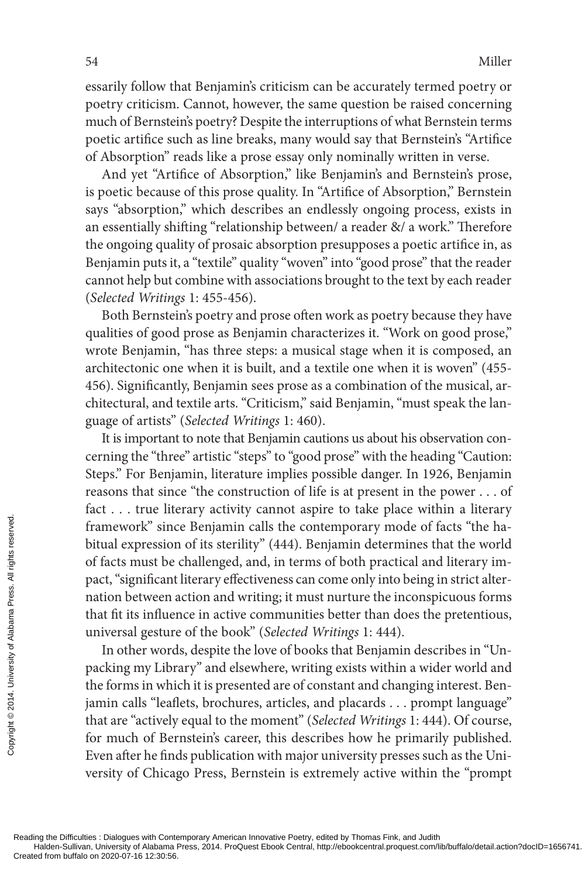essarily follow that Benjamin's criticism can be accurately termed poetry or poetry criticism. Cannot, however, the same question be raised concerning much of Bernstein's poetry? Despite the interruptions of what Bernstein terms poetic artifice such as line breaks, many would say that Bernstein's "Artifice of Absorption" reads like a prose essay only nominally written in verse.

And yet "Artifice of Absorption," like Benjamin's and Bernstein's prose, is poetic because of this prose quality. In "Artifice of Absorption," Bernstein says "absorption," which describes an endlessly ongoing process, exists in an essentially shifting "relationship between/ a reader &/ a work." Therefore the ongoing quality of prosaic absorption presupposes a poetic artifice in, as Benjamin puts it, a "textile" quality "woven" into "good prose" that the reader cannot help but combine with associations brought to the text by each reader (*Selected Writings* 1: 455-456).

Both Bernstein's poetry and prose often work as poetry because they have qualities of good prose as Benjamin characterizes it. "Work on good prose," wrote Benjamin, "has three steps: a musical stage when it is composed, an architectonic one when it is built, and a textile one when it is woven" (455-456). Significantly, Benjamin sees prose as a combination of the musical, architectural, and textile arts. "Criticism," said Benjamin, "must speak the language of artists" (*Selected Writings* 1: 460).

It is important to note that Benjamin cautions us about his observation concerning the "three" artistic "steps" to "good prose" with the heading "Caution: Steps." For Benjamin, literature implies possible danger. In 1926, Benjamin reasons that since "the construction of life is at present in the power . . . of fact . . . true literary activity cannot aspire to take place within a literary framework" since Benjamin calls the contemporary mode of facts "the habitual expression of its sterility" (444). Benjamin determines that the world of facts must be challenged, and, in terms of both practical and literary impact, "significant literary effectiveness can come only into being in strict alternation between action and writing; it must nurture the inconspicuous forms that fit its influence in active communities better than does the pretentious, universal gesture of the book" (*Selected Writings* 1: 444).

In other words, despite the love of books that Benjamin describes in "Unpacking my Library" and elsewhere, writing exists within a wider world and the forms in which it is presented are of constant and changing interest. Benjamin calls "leaflets, brochures, articles, and placards . . . prompt language" that are "actively equal to the moment" (*Selected Writings* 1: 444). Of course, for much of Bernstein's career, this describes how he primarily published. Even after he finds publication with major university presses such as the University of Chicago Press, Bernstein is extremely active within the "prompt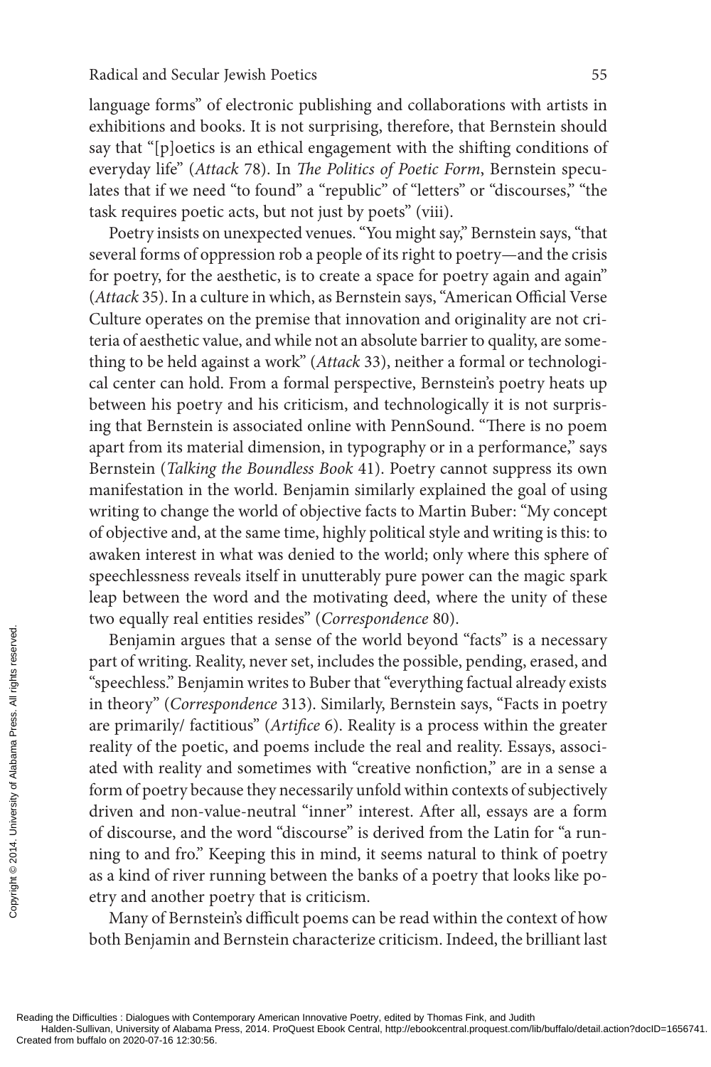language forms" of electronic publishing and collaborations with artists in exhibitions and books. It is not surprising, therefore, that Bernstein should say that "[p]oetics is an ethical engagement with the shifting conditions of everyday life" (*Attack* 78). In *The Politics of Poetic Form*, Bernstein speculates that if we need "to found" a "republic" of "letters" or "discourses," "the task requires poetic acts, but not just by poets" (viii).

Poetry insists on unexpected venues. "You might say," Bernstein says, "that several forms of oppression rob a people of its right to poetry—and the crisis for poetry, for the aesthetic, is to create a space for poetry again and again" (*Attack* 35). In a culture in which, as Bernstein says, "American Official Verse Culture operates on the premise that innovation and originality are not criteria of aesthetic value, and while not an absolute barrier to quality, are something to be held against a work" (*Attack* 33), neither a formal or technological center can hold. From a formal perspective, Bernstein's poetry heats up between his poetry and his criticism, and technologically it is not surprising that Bernstein is associated online with PennSound. "There is no poem apart from its material dimension, in typography or in a performance," says Bernstein (*Talking the Boundless Book* 41). Poetry cannot suppress its own manifestation in the world. Benjamin similarly explained the goal of using writing to change the world of objective facts to Martin Buber: "My concept of objective and, at the same time, highly political style and writing is this: to awaken interest in what was denied to the world; only where this sphere of speechlessness reveals itself in unutterably pure power can the magic spark leap between the word and the motivating deed, where the unity of these two equally real entities resides" (*Correspondence* 80).

Benjamin argues that a sense of the world beyond "facts" is a necessary part of writing. Reality, never set, includes the possible, pending, erased, and "speechless." Benjamin writes to Buber that "everything factual already exists in theory" (*Correspondence* 313). Similarly, Bernstein says, "Facts in poetry are primarily/ factitious" (*Artifice* 6). Reality is a process within the greater reality of the poetic, and poems include the real and reality. Essays, associated with reality and sometimes with "creative nonfiction," are in a sense a form of poetry because they necessarily unfold within contexts of subjectively driven and non-value-neutral "inner" interest. After all, essays are a form of discourse, and the word "discourse" is derived from the Latin for "a running to and fro." Keeping this in mind, it seems natural to think of poetry as a kind of river running between the banks of a poetry that looks like poetry and another poetry that is criticism.

Many of Bernstein's difficult poems can be read within the context of how both Benjamin and Bernstein characterize criticism. Indeed, the brilliant last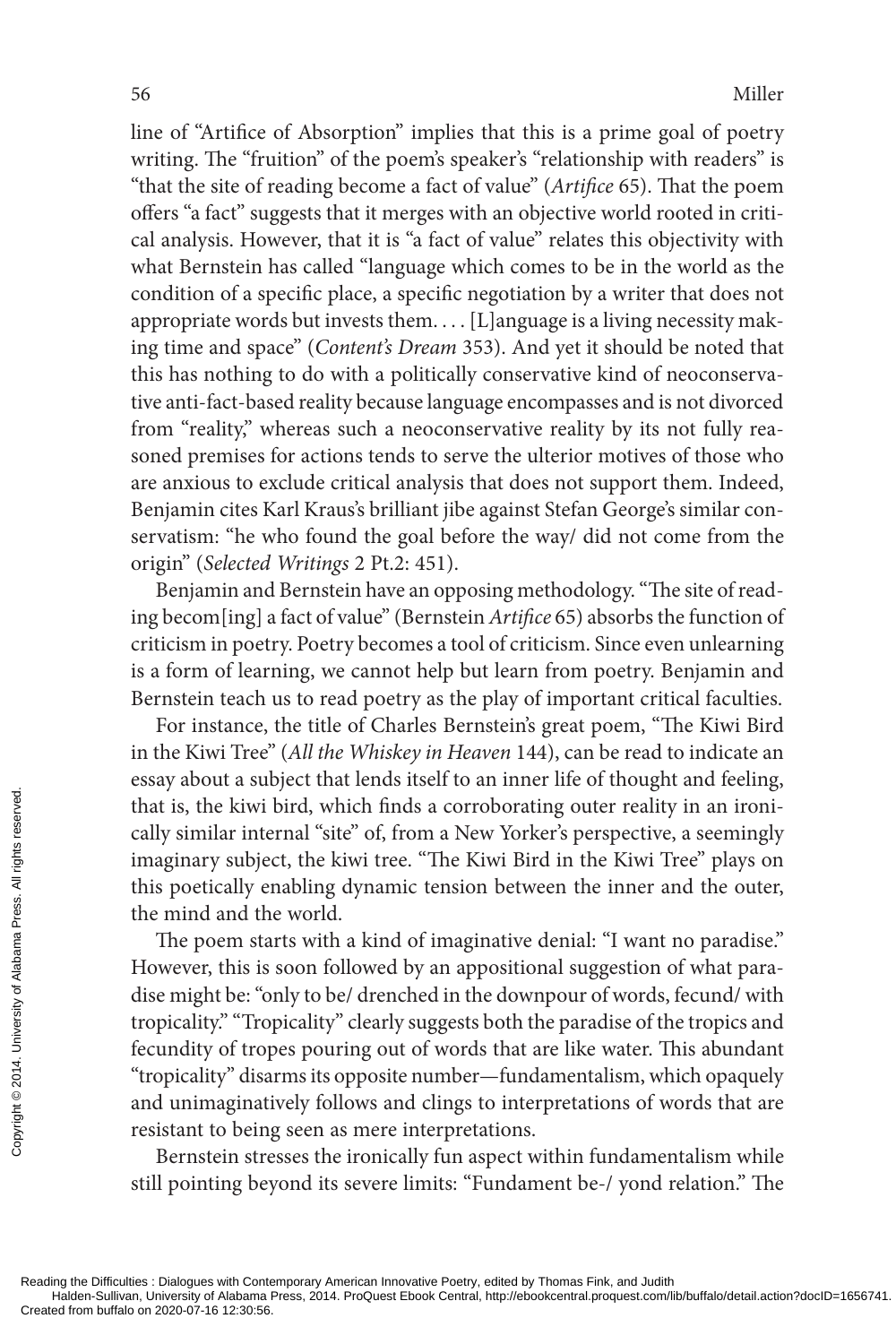line of "Artifice of Absorption" implies that this is a prime goal of poetry writing. The "fruition" of the poem's speaker's "relationship with readers" is "that the site of reading become a fact of value" (*Artifice* 65). That the poem offers "a fact" suggests that it merges with an objective world rooted in critical analysis. However, that it is "a fact of value" relates this objectivity with what Bernstein has called "language which comes to be in the world as the condition of a specific place, a specific negotiation by a writer that does not appropriate words but invests them. . . . [L]anguage is a living necessity making time and space" (*Content's Dream* 353). And yet it should be noted that this has nothing to do with a politically conservative kind of neoconservative anti-fact-based reality because language encompasses and is not divorced from "reality," whereas such a neoconservative reality by its not fully reasoned premises for actions tends to serve the ulterior motives of those who are anxious to exclude critical analysis that does not support them. Indeed, Benjamin cites Karl Kraus's brilliant jibe against Stefan George's similar conservatism: "he who found the goal before the way/ did not come from the origin" (*Selected Writings* 2 Pt.2: 451).

Benjamin and Bernstein have an opposing methodology. "The site of reading becom[ing] a fact of value" (Bernstein *Artifice* 65) absorbs the function of criticism in poetry. Poetry becomes a tool of criticism. Since even unlearning is a form of learning, we cannot help but learn from poetry. Benjamin and Bernstein teach us to read poetry as the play of important critical faculties.

For instance, the title of Charles Bernstein's great poem, "The Kiwi Bird in the Kiwi Tree" (*All the Whiskey in Heaven* 144), can be read to indicate an essay about a subject that lends itself to an inner life of thought and feeling, that is, the kiwi bird, which finds a corroborating outer reality in an ironically similar internal "site" of, from a New Yorker's perspective, a seemingly imaginary subject, the kiwi tree. "The Kiwi Bird in the Kiwi Tree" plays on this poetically enabling dynamic tension between the inner and the outer, the mind and the world.

The poem starts with a kind of imaginative denial: "I want no paradise." However, this is soon followed by an appositional suggestion of what paradise might be: "only to be/ drenched in the downpour of words, fecund/ with tropicality." "Tropicality" clearly suggests both the paradise of the tropics and fecundity of tropes pouring out of words that are like water. This abundant "tropicality" disarms its opposite number—fundamentalism, which opaquely and unimaginatively follows and clings to interpretations of words that are resistant to being seen as mere interpretations.

Bernstein stresses the ironically fun aspect within fundamentalism while still pointing beyond its severe limits: "Fundament be-/ yond relation." The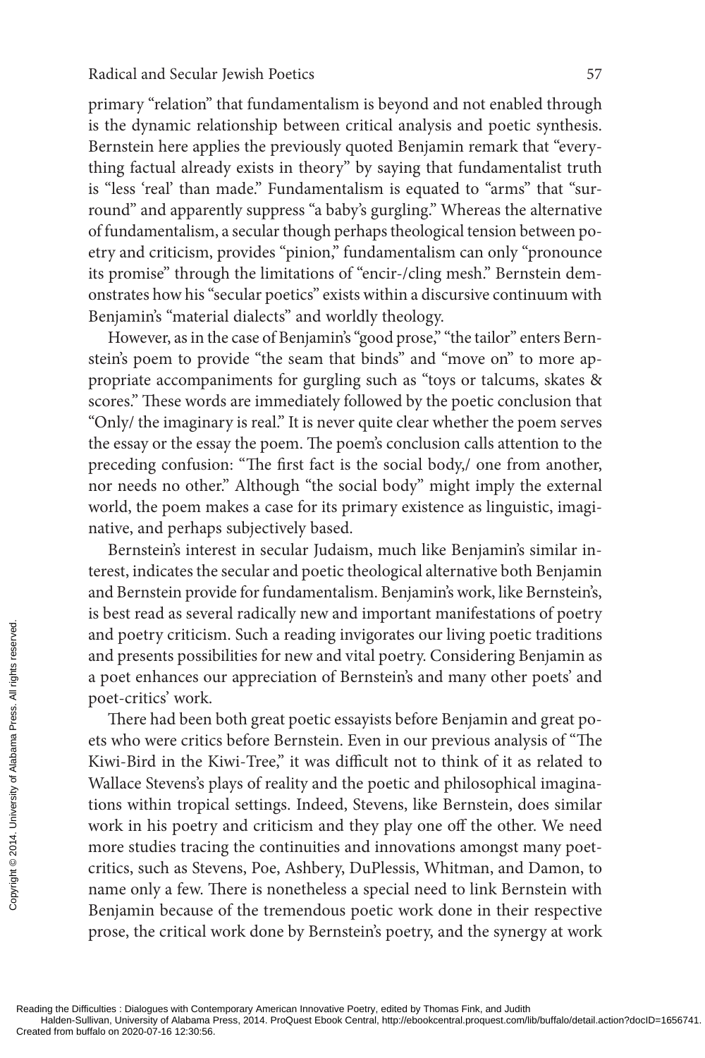primary "relation" that fundamentalism is beyond and not enabled through is the dynamic relationship between critical analysis and poetic synthesis. Bernstein here applies the previously quoted Benjamin remark that "everything factual already exists in theory" by saying that fundamentalist truth is "less 'real' than made." Fundamentalism is equated to "arms" that "surround" and apparently suppress "a baby's gurgling." Whereas the alternative of fundamentalism, a secular though perhaps theological tension between poetry and criticism, provides "pinion," fundamentalism can only "pronounce its promise" through the limitations of "encir-/cling mesh." Bernstein demonstrates how his "secular poetics" exists within a discursive continuum with Benjamin's "material dialects" and worldly theology.

However, as in the case of Benjamin's "good prose," "the tailor" enters Bernstein's poem to provide "the seam that binds" and "move on" to more appropriate accompaniments for gurgling such as "toys or talcums, skates & scores." These words are immediately followed by the poetic conclusion that "Only/ the imaginary is real." It is never quite clear whether the poem serves the essay or the essay the poem. The poem's conclusion calls attention to the preceding confusion: "The first fact is the social body,/ one from another, nor needs no other." Although "the social body" might imply the external world, the poem makes a case for its primary existence as linguistic, imaginative, and perhaps subjectively based.

Bernstein's interest in secular Judaism, much like Benjamin's similar interest, indicates the secular and poetic theological alternative both Benjamin and Bernstein provide for fundamentalism. Benjamin's work, like Bernstein's, is best read as several radically new and important manifestations of poetry and poetry criticism. Such a reading invigorates our living poetic traditions and presents possibilities for new and vital poetry. Considering Benjamin as a poet enhances our appreciation of Bernstein's and many other poets' and poet-critics' work.

There had been both great poetic essayists before Benjamin and great poets who were critics before Bernstein. Even in our previous analysis of "The Kiwi-Bird in the Kiwi-Tree," it was difficult not to think of it as related to Wallace Stevens's plays of reality and the poetic and philosophical imaginations within tropical settings. Indeed, Stevens, like Bernstein, does similar work in his poetry and criticism and they play one off the other. We need more studies tracing the continuities and innovations amongst many poet-critics, such as Stevens, Poe, Ashbery, DuPlessis, Whitman, and Damon, to name only a few. There is nonetheless a special need to link Bernstein with Benjamin because of the tremendous poetic work done in their respective prose, the critical work done by Bernstein's poetry, and the synergy at work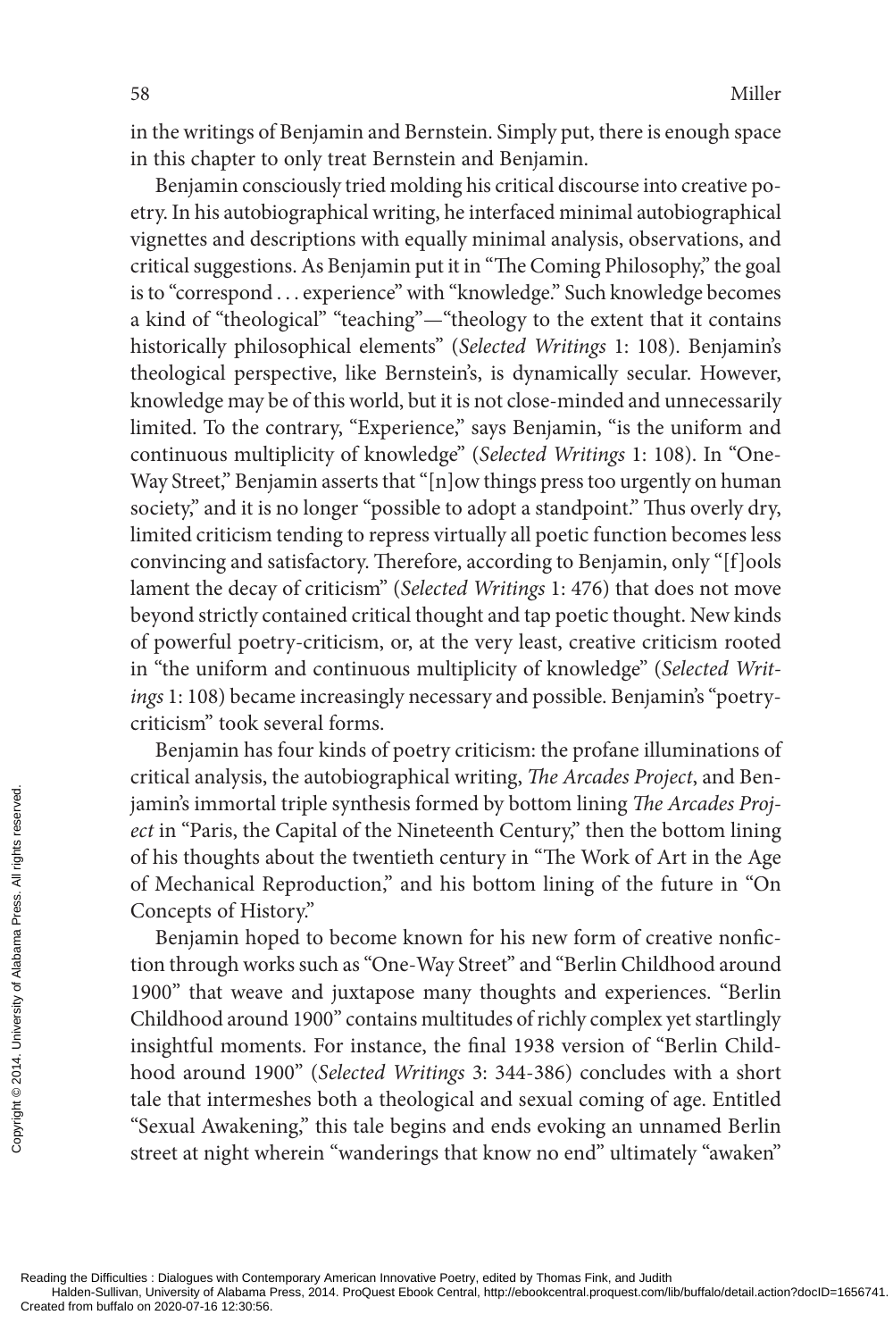in the writings of Benjamin and Bernstein. Simply put, there is enough space in this chapter to only treat Bernstein and Benjamin.

Benjamin consciously tried molding his critical discourse into creative poetry. In his autobiographical writing, he interfaced minimal autobiographical vignettes and descriptions with equally minimal analysis, observations, and critical suggestions. As Benjamin put it in "The Coming Philosophy," the goal is to "correspond . . . experience" with "knowledge." Such knowledge becomes a kind of "theological" "teaching"—"theology to the extent that it contains historically philosophical elements" (*Selected Writings* 1: 108). Benjamin's theological perspective, like Bernstein's, is dynamically secular. However, knowledge may be of this world, but it is not close-minded and unnecessarily limited. To the contrary, "Experience," says Benjamin, "is the uniform and continuous multiplicity of knowledge" (*Selected Writings* 1: 108). In "One-Way Street," Benjamin asserts that "[n]ow things press too urgently on human society," and it is no longer "possible to adopt a standpoint." Thus overly dry, limited criticism tending to repress virtually all poetic function becomes less convincing and satisfactory. Therefore, according to Benjamin, only "[f]ools lament the decay of criticism" (*Selected Writings* 1: 476) that does not move beyond strictly contained critical thought and tap poetic thought. New kinds of powerful poetry-criticism, or, at the very least, creative criticism rooted in "the uniform and continuous multiplicity of knowledge" (*Selected Writings* 1: 108) became increasingly necessary and possible. Benjamin's "poetry-criticism" took several forms.

Benjamin has four kinds of poetry criticism: the profane illuminations of critical analysis, the autobiographical writing, *The Arcades Project*, and Benjamin's immortal triple synthesis formed by bottom lining *The Arcades Project* in "Paris, the Capital of the Nineteenth Century," then the bottom lining of his thoughts about the twentieth century in "The Work of Art in the Age of Mechanical Reproduction," and his bottom lining of the future in "On Concepts of History."

Benjamin hoped to become known for his new form of creative nonfiction through works such as "One-Way Street" and "Berlin Childhood around 1900" that weave and juxtapose many thoughts and experiences. "Berlin Childhood around 1900" contains multitudes of richly complex yet startlingly insightful moments. For instance, the final 1938 version of "Berlin Childhood around 1900" (*Selected Writings* 3: 344-386) concludes with a short tale that intermeshes both a theological and sexual coming of age. Entitled "Sexual Awakening," this tale begins and ends evoking an unnamed Berlin street at night wherein "wanderings that know no end" ultimately "awaken"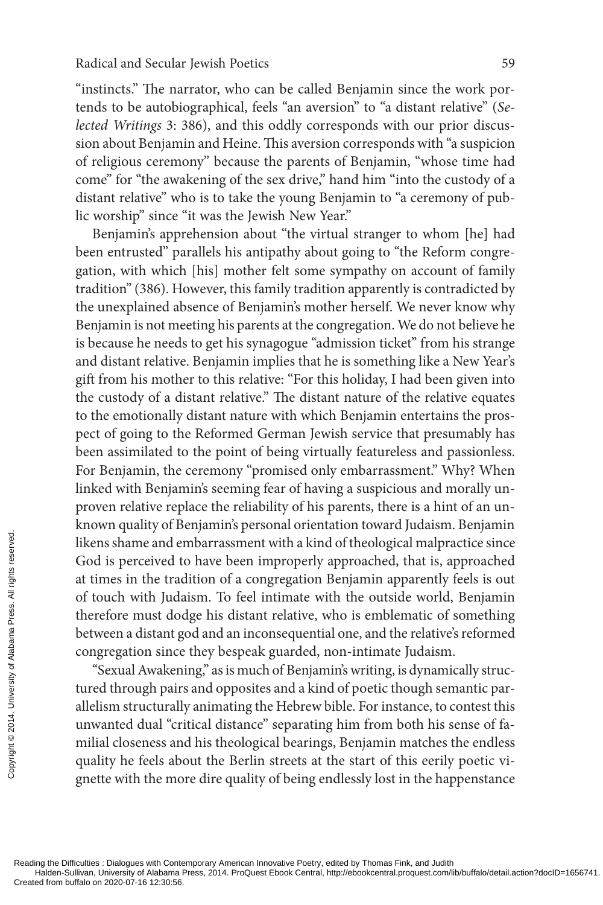"instincts." The narrator, who can be called Benjamin since the work portends to be autobiographical, feels "an aversion" to "a distant relative" (*Selected Writings* 3: 386), and this oddly corresponds with our prior discussion about Benjamin and Heine. This aversion corresponds with "a suspicion of religious ceremony" because the parents of Benjamin, "whose time had come" for "the awakening of the sex drive," hand him "into the custody of a distant relative" who is to take the young Benjamin to "a ceremony of public worship" since "it was the Jewish New Year."

Benjamin's apprehension about "the virtual stranger to whom [he] had been entrusted" parallels his antipathy about going to "the Reform congregation, with which [his] mother felt some sympathy on account of family tradition" (386). However, this family tradition apparently is contradicted by the unexplained absence of Benjamin's mother herself. We never know why Benjamin is not meeting his parents at the congregation. We do not believe he is because he needs to get his synagogue "admission ticket" from his strange and distant relative. Benjamin implies that he is something like a New Year's gift from his mother to this relative: "For this holiday, I had been given into the custody of a distant relative." The distant nature of the relative equates to the emotionally distant nature with which Benjamin entertains the prospect of going to the Reformed German Jewish service that presumably has been assimilated to the point of being virtually featureless and passionless. For Benjamin, the ceremony "promised only embarrassment." Why? When linked with Benjamin's seeming fear of having a suspicious and morally unproven relative replace the reliability of his parents, there is a hint of an unknown quality of Benjamin's personal orientation toward Judaism. Benjamin likens shame and embarrassment with a kind of theological malpractice since God is perceived to have been improperly approached, that is, approached at times in the tradition of a congregation Benjamin apparently feels is out of touch with Judaism. To feel intimate with the outside world, Benjamin therefore must dodge his distant relative, who is emblematic of something between a distant god and an inconsequential one, and the relative's reformed congregation since they bespeak guarded, non-intimate Judaism.

"Sexual Awakening," as is much of Benjamin's writing, is dynamically structured through pairs and opposites and a kind of poetic though semantic parallelism structurally animating the Hebrew bible. For instance, to contest this unwanted dual "critical distance" separating him from both his sense of familial closeness and his theological bearings, Benjamin matches the endless quality he feels about the Berlin streets at the start of this eerily poetic vignette with the more dire quality of being endlessly lost in the happenstance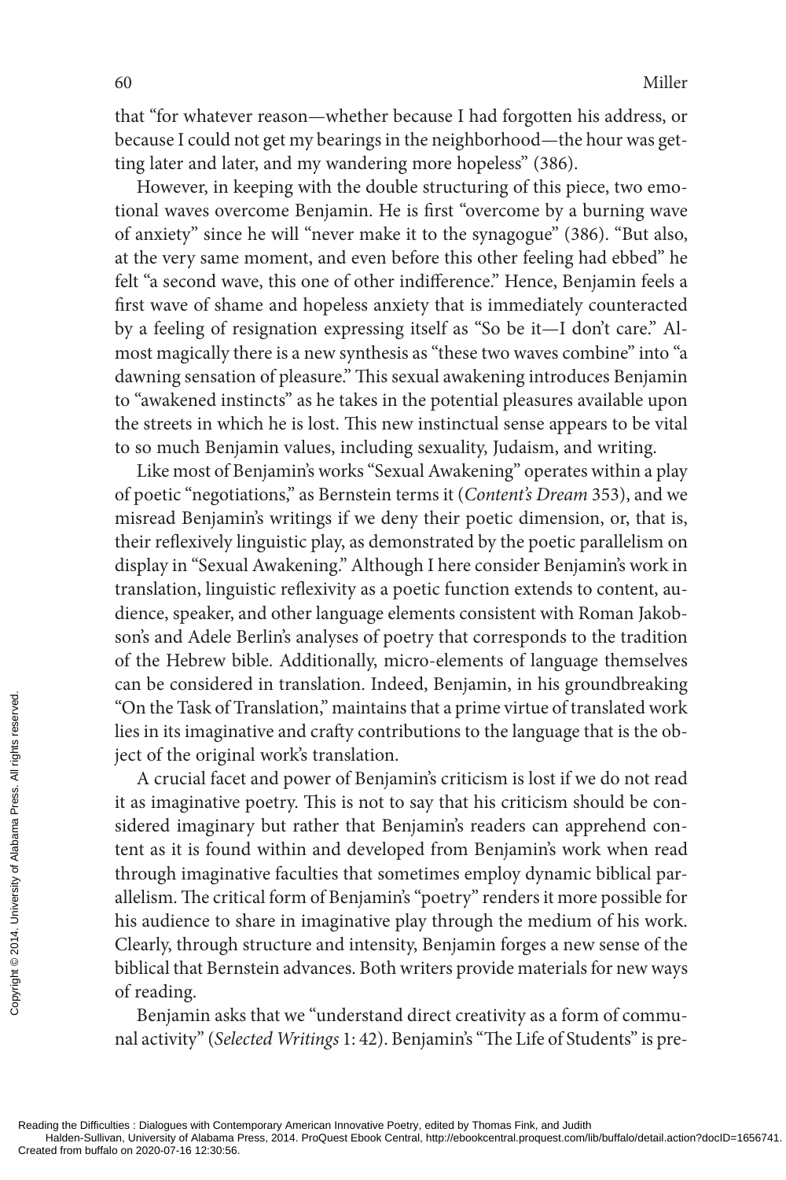that "for whatever reason—whether because I had forgotten his address, or because I could not get my bearings in the neighborhood—the hour was getting later and later, and my wandering more hopeless" (386).

However, in keeping with the double structuring of this piece, two emotional waves overcome Benjamin. He is first "overcome by a burning wave of anxiety" since he will "never make it to the synagogue" (386). "But also, at the very same moment, and even before this other feeling had ebbed" he felt "a second wave, this one of other indifference." Hence, Benjamin feels a first wave of shame and hopeless anxiety that is immediately counteracted by a feeling of resignation expressing itself as "So be it—I don't care." Almost magically there is a new synthesis as "these two waves combine" into "a dawning sensation of pleasure." This sexual awakening introduces Benjamin to "awakened instincts" as he takes in the potential pleasures available upon the streets in which he is lost. This new instinctual sense appears to be vital to so much Benjamin values, including sexuality, Judaism, and writing.

Like most of Benjamin's works "Sexual Awakening" operates within a play of poetic "negotiations," as Bernstein terms it (*Content's Dream* 353), and we misread Benjamin's writings if we deny their poetic dimension, or, that is, their reflexively linguistic play, as demonstrated by the poetic parallelism on display in "Sexual Awakening." Although I here consider Benjamin's work in translation, linguistic reflexivity as a poetic function extends to content, audience, speaker, and other language elements consistent with Roman Jakobson's and Adele Berlin's analyses of poetry that corresponds to the tradition of the Hebrew bible. Additionally, micro-elements of language themselves can be considered in translation. Indeed, Benjamin, in his groundbreaking "On the Task of Translation," maintains that a prime virtue of translated work lies in its imaginative and crafty contributions to the language that is the object of the original work's translation.

A crucial facet and power of Benjamin's criticism is lost if we do not read it as imaginative poetry. This is not to say that his criticism should be considered imaginary but rather that Benjamin's readers can apprehend content as it is found within and developed from Benjamin's work when read through imaginative faculties that sometimes employ dynamic biblical parallelism. The critical form of Benjamin's "poetry" renders it more possible for his audience to share in imaginative play through the medium of his work. Clearly, through structure and intensity, Benjamin forges a new sense of the biblical that Bernstein advances. Both writers provide materials for new ways of reading.

Benjamin asks that we "understand direct creativity as a form of communal activity" (*Selected Writings* 1: 42). Benjamin's "The Life of Students" is pre-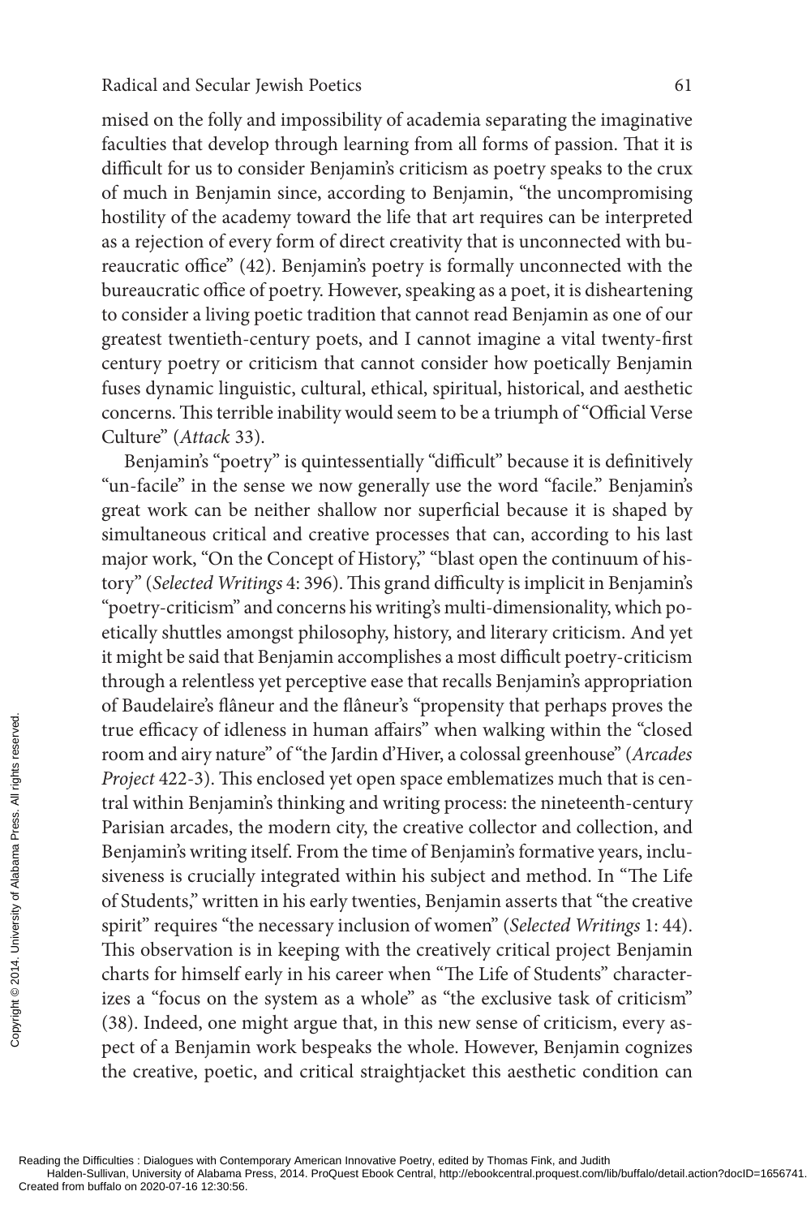mised on the folly and impossibility of academia separating the imaginative faculties that develop through learning from all forms of passion. That it is difficult for us to consider Benjamin's criticism as poetry speaks to the crux of much in Benjamin since, according to Benjamin, "the uncompromising hostility of the academy toward the life that art requires can be interpreted as a rejection of every form of direct creativity that is unconnected with bureaucratic office" (42). Benjamin's poetry is formally unconnected with the bureaucratic office of poetry. However, speaking as a poet, it is disheartening to consider a living poetic tradition that cannot read Benjamin as one of our greatest twentieth-century poets, and I cannot imagine a vital twenty-first century poetry or criticism that cannot consider how poetically Benjamin fuses dynamic linguistic, cultural, ethical, spiritual, historical, and aesthetic concerns. This terrible inability would seem to be a triumph of "Official Verse Culture" (*Attack* 33).

Benjamin's "poetry" is quintessentially "difficult" because it is definitively "un-facile" in the sense we now generally use the word "facile." Benjamin's great work can be neither shallow nor superficial because it is shaped by simultaneous critical and creative processes that can, according to his last major work, "On the Concept of History," "blast open the continuum of history" (*Selected Writings* 4: 396). This grand difficulty is implicit in Benjamin's "poetry-criticism" and concerns his writing's multi-dimensionality, which poetically shuttles amongst philosophy, history, and literary criticism. And yet it might be said that Benjamin accomplishes a most difficult poetry-criticism through a relentless yet perceptive ease that recalls Benjamin's appropriation of Baudelaire's flâneur and the flâneur's "propensity that perhaps proves the true efficacy of idleness in human affairs" when walking within the "closed room and airy nature" of "the Jardin d'Hiver, a colossal greenhouse" (*Arcades Project* 422-3). This enclosed yet open space emblematizes much that is central within Benjamin's thinking and writing process: the nineteenth-century Parisian arcades, the modern city, the creative collector and collection, and Benjamin's writing itself. From the time of Benjamin's formative years, inclusiveness is crucially integrated within his subject and method. In "The Life of Students," written in his early twenties, Benjamin asserts that "the creative spirit" requires "the necessary inclusion of women" (*Selected Writings* 1: 44). This observation is in keeping with the creatively critical project Benjamin charts for himself early in his career when "The Life of Students" characterizes a "focus on the system as a whole" as "the exclusive task of criticism" (38). Indeed, one might argue that, in this new sense of criticism, every aspect of a Benjamin work bespeaks the whole. However, Benjamin cognizes the creative, poetic, and critical straightjacket this aesthetic condition can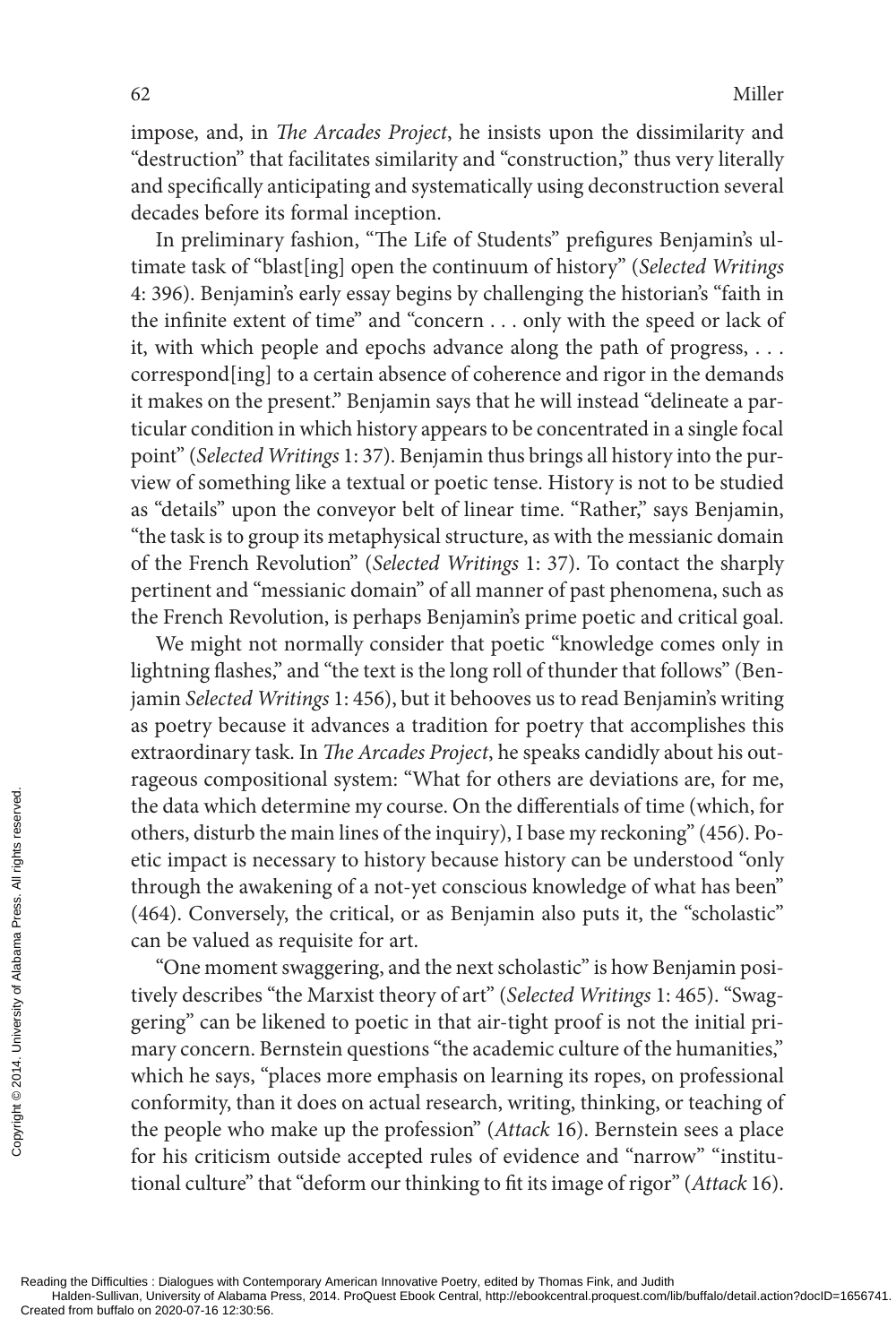impose, and, in *The Arcades Project*, he insists upon the dissimilarity and "destruction" that facilitates similarity and "construction," thus very literally and specifically anticipating and systematically using deconstruction several decades before its formal inception.

In preliminary fashion, "The Life of Students" prefigures Benjamin's ultimate task of "blast[ing] open the continuum of history" (*Selected Writings* 4: 396). Benjamin's early essay begins by challenging the historian's "faith in the infinite extent of time" and "concern . . . only with the speed or lack of it, with which people and epochs advance along the path of progress, . . . correspond[ing] to a certain absence of coherence and rigor in the demands it makes on the present." Benjamin says that he will instead "delineate a particular condition in which history appears to be concentrated in a single focal point" (*Selected Writings* 1: 37). Benjamin thus brings all history into the purview of something like a textual or poetic tense. History is not to be studied as "details" upon the conveyor belt of linear time. "Rather," says Benjamin, "the task is to group its metaphysical structure, as with the messianic domain of the French Revolution" (*Selected Writings* 1: 37). To contact the sharply pertinent and "messianic domain" of all manner of past phenomena, such as the French Revolution, is perhaps Benjamin's prime poetic and critical goal.

We might not normally consider that poetic "knowledge comes only in lightning flashes," and "the text is the long roll of thunder that follows" (Benjamin *Selected Writings* 1: 456), but it behooves us to read Benjamin's writing as poetry because it advances a tradition for poetry that accomplishes this extraordinary task. In *The Arcades Project*, he speaks candidly about his outrageous compositional system: "What for others are deviations are, for me, the data which determine my course. On the differentials of time (which, for others, disturb the main lines of the inquiry), I base my reckoning" (456). Poetic impact is necessary to history because history can be understood "only through the awakening of a not-yet conscious knowledge of what has been" (464). Conversely, the critical, or as Benjamin also puts it, the "scholastic" can be valued as requisite for art.

"One moment swaggering, and the next scholastic" is how Benjamin positively describes "the Marxist theory of art" (*Selected Writings* 1: 465). "Swaggering" can be likened to poetic in that air-tight proof is not the initial primary concern. Bernstein questions "the academic culture of the humanities," which he says, "places more emphasis on learning its ropes, on professional conformity, than it does on actual research, writing, thinking, or teaching of the people who make up the profession" (*Attack* 16). Bernstein sees a place for his criticism outside accepted rules of evidence and "narrow" "institutional culture" that "deform our thinking to fit its image of rigor" (*Attack* 16).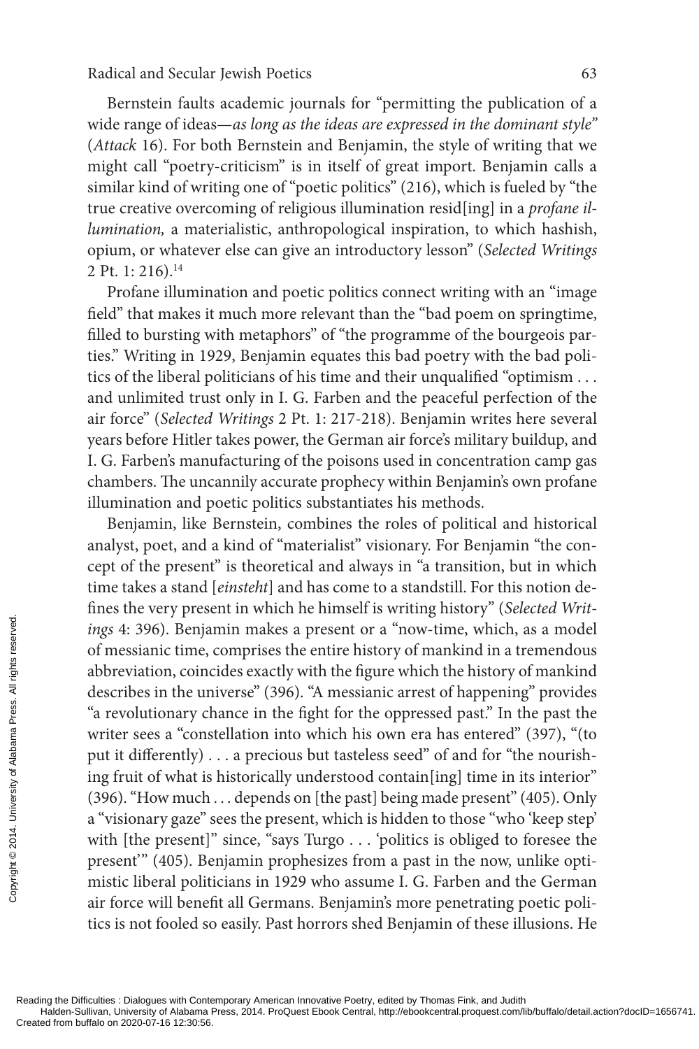Bernstein faults academic journals for "permitting the publication of a wide range of ideas—*as long as the ideas are expressed in the dominant style*" (*Attack* 16). For both Bernstein and Benjamin, the style of writing that we might call "poetry-criticism" is in itself of great import. Benjamin calls a similar kind of writing one of "poetic politics" (216), which is fueled by "the true creative overcoming of religious illumination resid[ing] in a *profane illumination,* a materialistic, anthropological inspiration, to which hashish, opium, or whatever else can give an introductory lesson" (*Selected Writings* 2 Pt. 1: 216).[14]

Profane illumination and poetic politics connect writing with an "image field" that makes it much more relevant than the "bad poem on springtime, filled to bursting with metaphors" of "the programme of the bourgeois parties." Writing in 1929, Benjamin equates this bad poetry with the bad politics of the liberal politicians of his time and their unqualified "optimism . . . and unlimited trust only in I. G. Farben and the peaceful perfection of the air force" (*Selected Writings* 2 Pt. 1: 217-218). Benjamin writes here several years before Hitler takes power, the German air force's military buildup, and I. G. Farben's manufacturing of the poisons used in concentration camp gas chambers. The uncannily accurate prophecy within Benjamin's own profane illumination and poetic politics substantiates his methods.

Benjamin, like Bernstein, combines the roles of political and historical analyst, poet, and a kind of "materialist" visionary. For Benjamin "the concept of the present" is theoretical and always in "a transition, but in which time takes a stand [*einsteht*] and has come to a standstill. For this notion defines the very present in which he himself is writing history" (*Selected Writings* 4: 396). Benjamin makes a present or a "now-time, which, as a model of messianic time, comprises the entire history of mankind in a tremendous abbreviation, coincides exactly with the figure which the history of mankind describes in the universe" (396). "A messianic arrest of happening" provides "a revolutionary chance in the fight for the oppressed past." In the past the writer sees a "constellation into which his own era has entered" (397), "(to put it differently) . . . a precious but tasteless seed" of and for "the nourishing fruit of what is historically understood contain[ing] time in its interior" (396). "How much . . . depends on [the past] being made present" (405). Only a "visionary gaze" sees the present, which is hidden to those "who 'keep step' with [the present]" since, "says Turgo . . . 'politics is obliged to foresee the present'" (405). Benjamin prophesizes from a past in the now, unlike optimistic liberal politicians in 1929 who assume I. G. Farben and the German air force will benefit all Germans. Benjamin's more penetrating poetic politics is not fooled so easily. Past horrors shed Benjamin of these illusions. He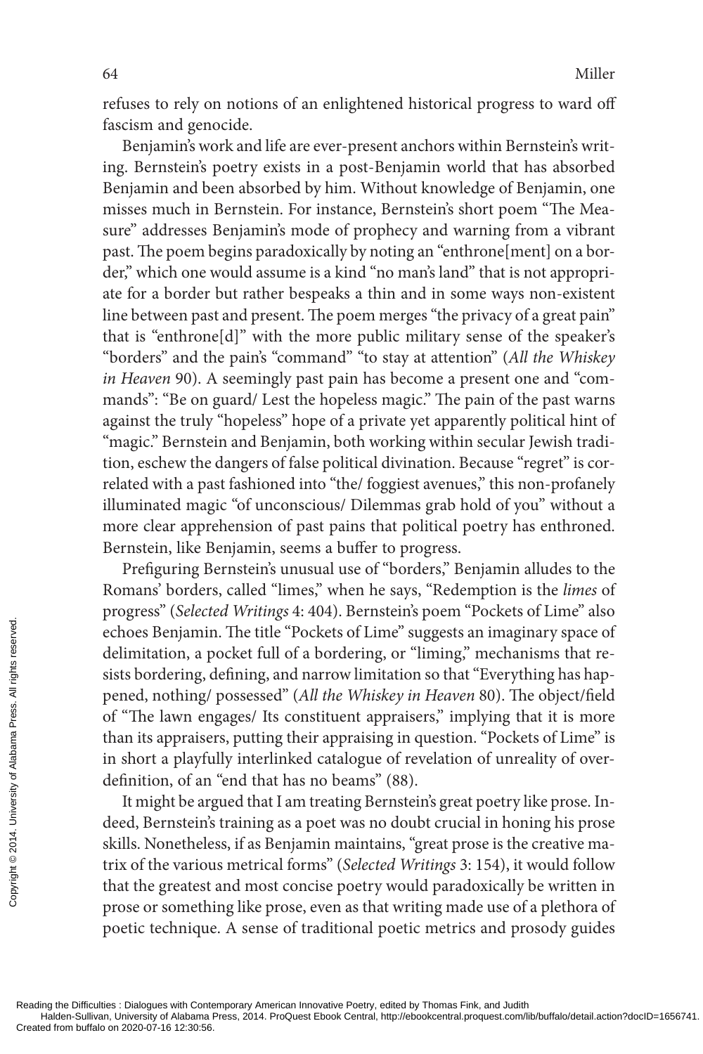refuses to rely on notions of an enlightened historical progress to ward off fascism and genocide.

Benjamin's work and life are ever-present anchors within Bernstein's writing. Bernstein's poetry exists in a post-Benjamin world that has absorbed Benjamin and been absorbed by him. Without knowledge of Benjamin, one misses much in Bernstein. For instance, Bernstein's short poem "The Measure" addresses Benjamin's mode of prophecy and warning from a vibrant past. The poem begins paradoxically by noting an "enthrone[ment] on a border," which one would assume is a kind "no man's land" that is not appropriate for a border but rather bespeaks a thin and in some ways non-existent line between past and present. The poem merges "the privacy of a great pain" that is "enthrone[d]" with the more public military sense of the speaker's "borders" and the pain's "command" "to stay at attention" (*All the Whiskey in Heaven* 90). A seemingly past pain has become a present one and "commands": "Be on guard/ Lest the hopeless magic." The pain of the past warns against the truly "hopeless" hope of a private yet apparently political hint of "magic." Bernstein and Benjamin, both working within secular Jewish tradition, eschew the dangers of false political divination. Because "regret" is correlated with a past fashioned into "the/ foggiest avenues," this non-profanely illuminated magic "of unconscious/ Dilemmas grab hold of you" without a more clear apprehension of past pains that political poetry has enthroned. Bernstein, like Benjamin, seems a buffer to progress.

Prefiguring Bernstein's unusual use of "borders," Benjamin alludes to the Romans' borders, called "limes," when he says, "Redemption is the *limes* of progress" (*Selected Writings* 4: 404). Bernstein's poem "Pockets of Lime" also echoes Benjamin. The title "Pockets of Lime" suggests an imaginary space of delimitation, a pocket full of a bordering, or "liming," mechanisms that resists bordering, defining, and narrow limitation so that "Everything has happened, nothing/ possessed" (*All the Whiskey in Heaven* 80). The object/field of "The lawn engages/ Its constituent appraisers," implying that it is more than its appraisers, putting their appraising in question. "Pockets of Lime" is in short a playfully interlinked catalogue of revelation of unreality of over-definition, of an "end that has no beams" (88).

It might be argued that I am treating Bernstein's great poetry like prose. Indeed, Bernstein's training as a poet was no doubt crucial in honing his prose skills. Nonetheless, if as Benjamin maintains, "great prose is the creative matrix of the various metrical forms" (*Selected Writings* 3: 154), it would follow that the greatest and most concise poetry would paradoxically be written in prose or something like prose, even as that writing made use of a plethora of poetic technique. A sense of traditional poetic metrics and prosody guides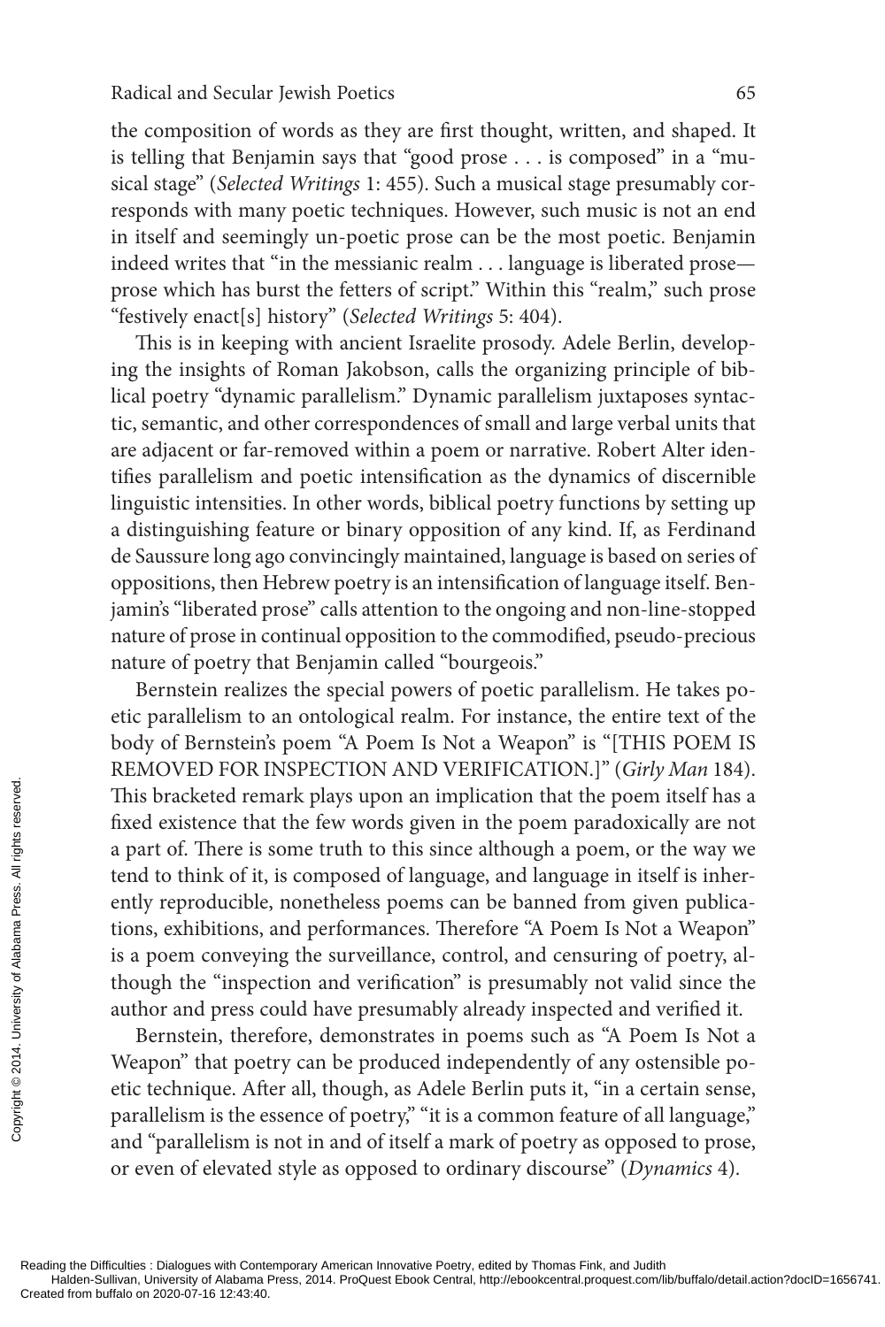the composition of words as they are first thought, written, and shaped. It is telling that Benjamin says that "good prose . . . is composed" in a "musical stage" (*Selected Writings* 1: 455). Such a musical stage presumably corresponds with many poetic techniques. However, such music is not an end in itself and seemingly un-poetic prose can be the most poetic. Benjamin indeed writes that "in the messianic realm . . . language is liberated prose—prose which has burst the fetters of script." Within this "realm," such prose "festively enact[s] history" (*Selected Writings* 5: 404).

This is in keeping with ancient Israelite prosody. Adele Berlin, developing the insights of Roman Jakobson, calls the organizing principle of biblical poetry "dynamic parallelism." Dynamic parallelism juxtaposes syntactic, semantic, and other correspondences of small and large verbal units that are adjacent or far-removed within a poem or narrative. Robert Alter identifies parallelism and poetic intensification as the dynamics of discernible linguistic intensities. In other words, biblical poetry functions by setting up a distinguishing feature or binary opposition of any kind. If, as Ferdinand de Saussure long ago convincingly maintained, language is based on series of oppositions, then Hebrew poetry is an intensification of language itself. Benjamin's "liberated prose" calls attention to the ongoing and non-line-stopped nature of prose in continual opposition to the commodified, pseudo-precious nature of poetry that Benjamin called "bourgeois."

Bernstein realizes the special powers of poetic parallelism. He takes poetic parallelism to an ontological realm. For instance, the entire text of the body of Bernstein's poem "A Poem Is Not a Weapon" is "[THIS POEM IS REMOVED FOR INSPECTION AND VERIFICATION.]" (*Girly Man* 184). This bracketed remark plays upon an implication that the poem itself has a fixed existence that the few words given in the poem paradoxically are not a part of. There is some truth to this since although a poem, or the way we tend to think of it, is composed of language, and language in itself is inherently reproducible, nonetheless poems can be banned from given publications, exhibitions, and performances. Therefore "A Poem Is Not a Weapon" is a poem conveying the surveillance, control, and censuring of poetry, although the "inspection and verification" is presumably not valid since the author and press could have presumably already inspected and verified it.

Bernstein, therefore, demonstrates in poems such as "A Poem Is Not a Weapon" that poetry can be produced independently of any ostensible poetic technique. After all, though, as Adele Berlin puts it, "in a certain sense, parallelism is the essence of poetry," "it is a common feature of all language," and "parallelism is not in and of itself a mark of poetry as opposed to prose, or even of elevated style as opposed to ordinary discourse" (*Dynamics* 4).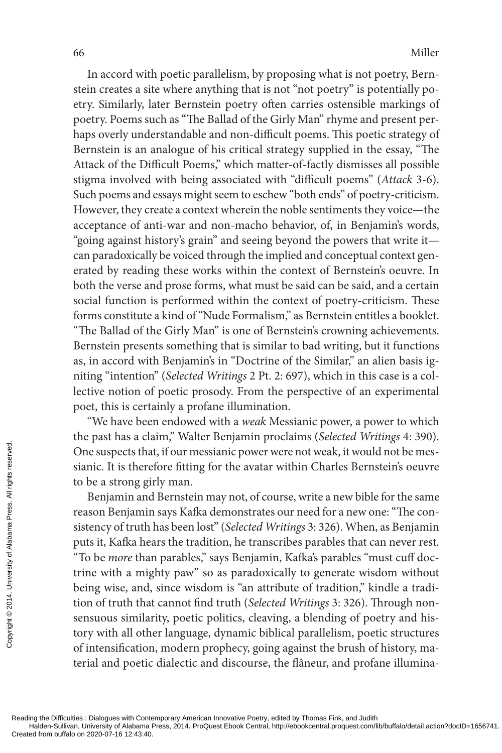In accord with poetic parallelism, by proposing what is not poetry, Bernstein creates a site where anything that is not "not poetry" is potentially poetry. Similarly, later Bernstein poetry often carries ostensible markings of poetry. Poems such as "The Ballad of the Girly Man" rhyme and present perhaps overly understandable and non-difficult poems. This poetic strategy of Bernstein is an analogue of his critical strategy supplied in the essay, "The Attack of the Difficult Poems," which matter-of-factly dismisses all possible stigma involved with being associated with "difficult poems" (*Attack* 3-6). Such poems and essays might seem to eschew "both ends" of poetry-criticism. However, they create a context wherein the noble sentiments they voice—the acceptance of anti-war and non-macho behavior, of, in Benjamin's words, "going against history's grain" and seeing beyond the powers that write it—can paradoxically be voiced through the implied and conceptual context generated by reading these works within the context of Bernstein's oeuvre. In both the verse and prose forms, what must be said can be said, and a certain social function is performed within the context of poetry-criticism. These forms constitute a kind of "Nude Formalism," as Bernstein entitles a booklet. "The Ballad of the Girly Man" is one of Bernstein's crowning achievements. Bernstein presents something that is similar to bad writing, but it functions as, in accord with Benjamin's in "Doctrine of the Similar," an alien basis igniting "intention" (*Selected Writings* 2 Pt. 2: 697), which in this case is a collective notion of poetic prosody. From the perspective of an experimental poet, this is certainly a profane illumination.

"We have been endowed with a *weak* Messianic power, a power to which the past has a claim," Walter Benjamin proclaims (*Selected Writings* 4: 390). One suspects that, if our messianic power were not weak, it would not be messianic. It is therefore fitting for the avatar within Charles Bernstein's oeuvre to be a strong girly man.

Benjamin and Bernstein may not, of course, write a new bible for the same reason Benjamin says Kafka demonstrates our need for a new one: "The consistency of truth has been lost" (*Selected Writings* 3: 326). When, as Benjamin puts it, Kafka hears the tradition, he transcribes parables that can never rest. "To be *more* than parables," says Benjamin, Kafka's parables "must cuff doctrine with a mighty paw" so as paradoxically to generate wisdom without being wise, and, since wisdom is "an attribute of tradition," kindle a tradition of truth that cannot find truth (*Selected Writings* 3: 326). Through nonsensuous similarity, poetic politics, cleaving, a blending of poetry and history with all other language, dynamic biblical parallelism, poetic structures of intensification, modern prophecy, going against the brush of history, material and poetic dialectic and discourse, the flâneur, and profane illumina-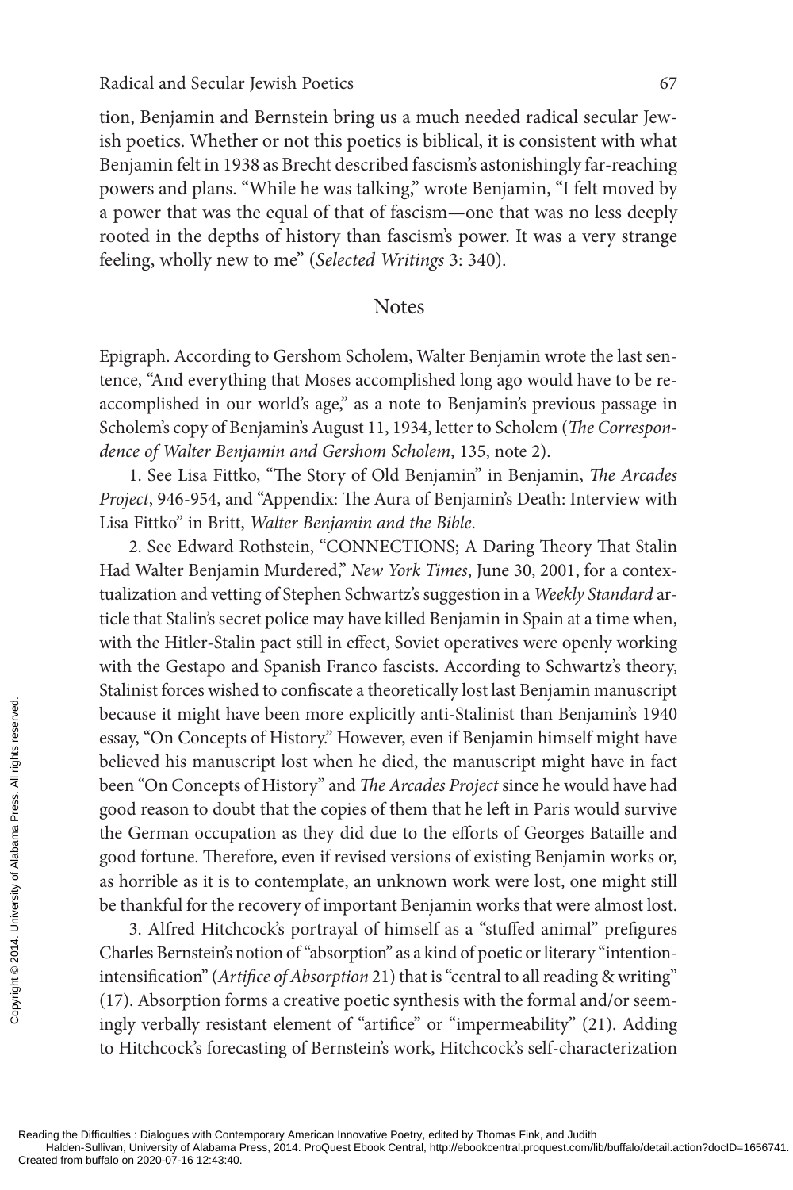tion, Benjamin and Bernstein bring us a much needed radical secular Jewish poetics. Whether or not this poetics is biblical, it is consistent with what Benjamin felt in 1938 as Brecht described fascism's astonishingly far-reaching powers and plans. "While he was talking," wrote Benjamin, "I felt moved by a power that was the equal of that of fascism—one that was no less deeply rooted in the depths of history than fascism's power. It was a very strange feeling, wholly new to me" (*Selected Writings* 3: 340).

## Notes

Epigraph. According to Gershom Scholem, Walter Benjamin wrote the last sentence, "And everything that Moses accomplished long ago would have to be re-accomplished in our world's age," as a note to Benjamin's previous passage in Scholem's copy of Benjamin's August 11, 1934, letter to Scholem (*The Correspondence of Walter Benjamin and Gershom Scholem*, 135, note 2).

1. See Lisa Fittko, "The Story of Old Benjamin" in Benjamin, *The Arcades Project*, 946-954, and "Appendix: The Aura of Benjamin's Death: Interview with Lisa Fittko" in Britt, *Walter Benjamin and the Bible*.

2. See Edward Rothstein, "CONNECTIONS; A Daring Theory That Stalin Had Walter Benjamin Murdered," *New York Times*, June 30, 2001, for a contextualization and vetting of Stephen Schwartz's suggestion in a *Weekly Standard* article that Stalin's secret police may have killed Benjamin in Spain at a time when, with the Hitler-Stalin pact still in effect, Soviet operatives were openly working with the Gestapo and Spanish Franco fascists. According to Schwartz's theory, Stalinist forces wished to confiscate a theoretically lost last Benjamin manuscript because it might have been more explicitly anti-Stalinist than Benjamin's 1940 essay, "On Concepts of History." However, even if Benjamin himself might have believed his manuscript lost when he died, the manuscript might have in fact been "On Concepts of History" and *The Arcades Project* since he would have had good reason to doubt that the copies of them that he left in Paris would survive the German occupation as they did due to the efforts of Georges Bataille and good fortune. Therefore, even if revised versions of existing Benjamin works or, as horrible as it is to contemplate, an unknown work were lost, one might still be thankful for the recovery of important Benjamin works that were almost lost.

3. Alfred Hitchcock's portrayal of himself as a "stuffed animal" prefigures Charles Bernstein's notion of "absorption" as a kind of poetic or literary "intention-intensification" (*Artifice of Absorption* 21) that is "central to all reading & writing" (17). Absorption forms a creative poetic synthesis with the formal and/or seemingly verbally resistant element of "artifice" or "impermeability" (21). Adding to Hitchcock's forecasting of Bernstein's work, Hitchcock's self-characterization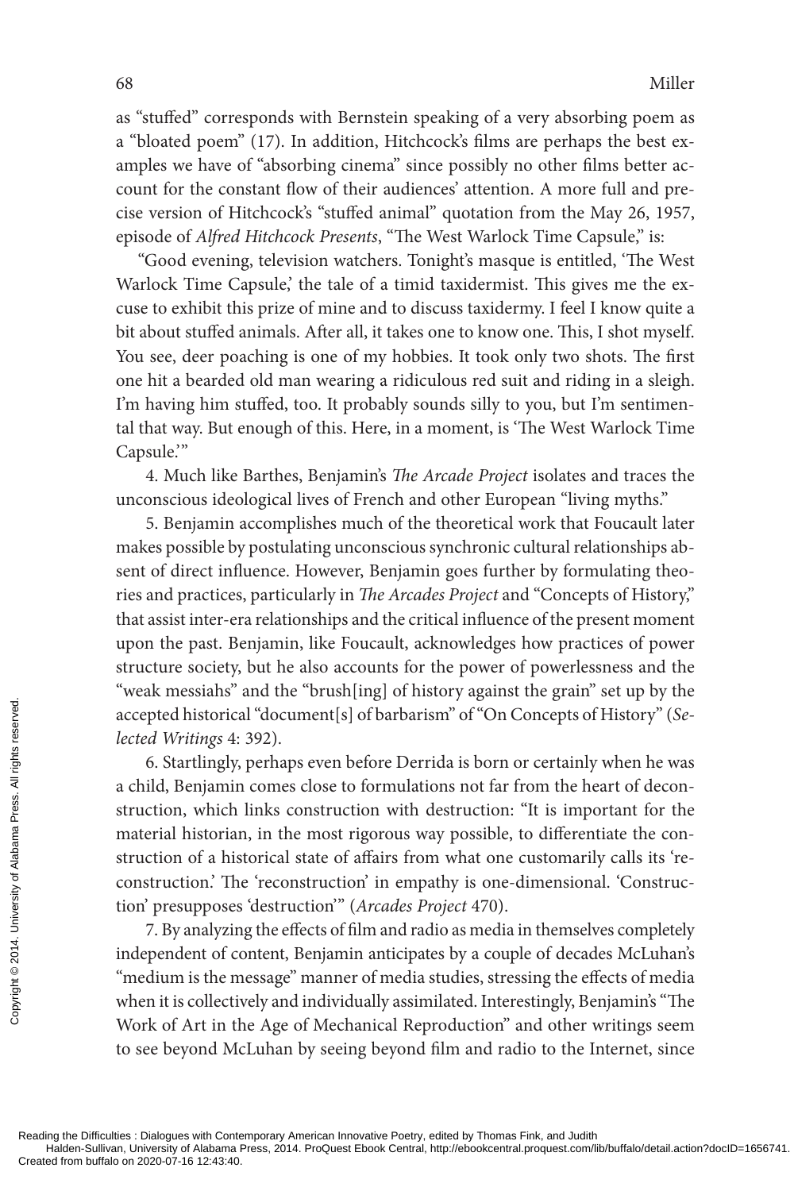as "stuffed" corresponds with Bernstein speaking of a very absorbing poem as a "bloated poem" (17). In addition, Hitchcock's films are perhaps the best examples we have of "absorbing cinema" since possibly no other films better account for the constant flow of their audiences' attention. A more full and precise version of Hitchcock's "stuffed animal" quotation from the May 26, 1957, episode of *Alfred Hitchcock Presents*, "The West Warlock Time Capsule," is:

"Good evening, television watchers. Tonight's masque is entitled, 'The West Warlock Time Capsule,' the tale of a timid taxidermist. This gives me the excuse to exhibit this prize of mine and to discuss taxidermy. I feel I know quite a bit about stuffed animals. After all, it takes one to know one. This, I shot myself. You see, deer poaching is one of my hobbies. It took only two shots. The first one hit a bearded old man wearing a ridiculous red suit and riding in a sleigh. I'm having him stuffed, too. It probably sounds silly to you, but I'm sentimental that way. But enough of this. Here, in a moment, is 'The West Warlock Time Capsule.'"

4. Much like Barthes, Benjamin's *The Arcade Project* isolates and traces the unconscious ideological lives of French and other European "living myths."

5. Benjamin accomplishes much of the theoretical work that Foucault later makes possible by postulating unconscious synchronic cultural relationships absent of direct influence. However, Benjamin goes further by formulating theories and practices, particularly in *The Arcades Project* and "Concepts of History," that assist inter-era relationships and the critical influence of the present moment upon the past. Benjamin, like Foucault, acknowledges how practices of power structure society, but he also accounts for the power of powerlessness and the "weak messiahs" and the "brush[ing] of history against the grain" set up by the accepted historical "document[s] of barbarism" of "On Concepts of History" (*Selected Writings* 4: 392).

6. Startlingly, perhaps even before Derrida is born or certainly when he was a child, Benjamin comes close to formulations not far from the heart of deconstruction, which links construction with destruction: "It is important for the material historian, in the most rigorous way possible, to differentiate the construction of a historical state of affairs from what one customarily calls its 'reconstruction.' The 'reconstruction' in empathy is one-dimensional. 'Construction' presupposes 'destruction'" (*Arcades Project* 470).

7. By analyzing the effects of film and radio as media in themselves completely independent of content, Benjamin anticipates by a couple of decades McLuhan's "medium is the message" manner of media studies, stressing the effects of media when it is collectively and individually assimilated. Interestingly, Benjamin's "The Work of Art in the Age of Mechanical Reproduction" and other writings seem to see beyond McLuhan by seeing beyond film and radio to the Internet, since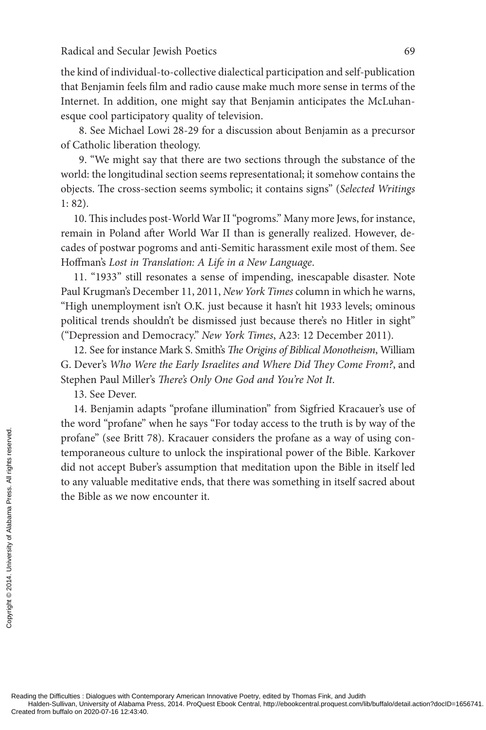the kind of individual-to-collective dialectical participation and self-publication that Benjamin feels film and radio cause make much more sense in terms of the Internet. In addition, one might say that Benjamin anticipates the McLuhan-esque cool participatory quality of television.

8. See Michael Lowi 28-29 for a discussion about Benjamin as a precursor of Catholic liberation theology.

9. "We might say that there are two sections through the substance of the world: the longitudinal section seems representational; it somehow contains the objects. The cross-section seems symbolic; it contains signs" (*Selected Writings* 1: 82).

10. This includes post-World War II "pogroms." Many more Jews, for instance, remain in Poland after World War II than is generally realized. However, decades of postwar pogroms and anti-Semitic harassment exile most of them. See Hoffman's *Lost in Translation: A Life in a New Language*.

11. "1933" still resonates a sense of impending, inescapable disaster. Note Paul Krugman's December 11, 2011, *New York Times* column in which he warns, "High unemployment isn't O.K. just because it hasn't hit 1933 levels; ominous political trends shouldn't be dismissed just because there's no Hitler in sight" ("Depression and Democracy." *New York Times*, A23: 12 December 2011).

12. See for instance Mark S. Smith's *The Origins of Biblical Monotheism*, William G. Dever's *Who Were the Early Israelites and Where Did They Come From?*, and Stephen Paul Miller's *There's Only One God and You're Not It*.

13. See Dever.

14. Benjamin adapts "profane illumination" from Sigfried Kracauer's use of the word "profane" when he says "For today access to the truth is by way of the profane" (see Britt 78). Kracauer considers the profane as a way of using contemporaneous culture to unlock the inspirational power of the Bible. Karkover did not accept Buber's assumption that meditation upon the Bible in itself led to any valuable meditative ends, that there was something in itself sacred about the Bible as we now encounter it.